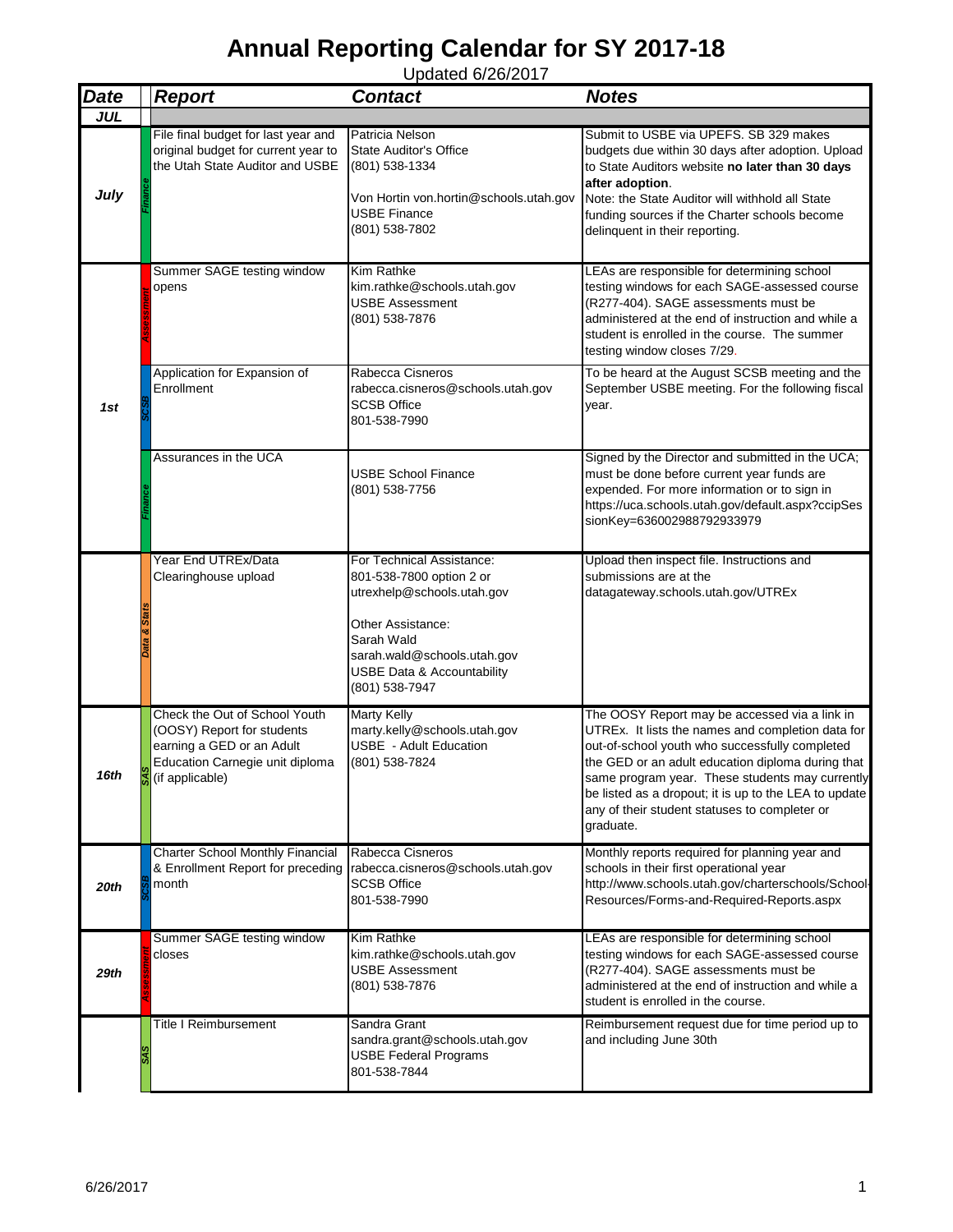# Annual Reporting Calendar for SY 2017-18

Updated 6/26/2017

| Date | | Report | Contact | Notes |
|---|---|---|---|---|
| **JUL** | | | | |
| **July** | Finance | File final budget for last year and original budget for current year to the Utah State Auditor and USBE | Patricia Nelson<br>State Auditor's Office<br>(801) 538-1334<br><br>Von Hortin von.hortin@schools.utah.gov<br>USBE Finance<br>(801) 538-7802 | Submit to USBE via UPEFS. SB 329 makes budgets due within 30 days after adoption. Upload to State Auditors website **no later than 30 days after adoption**.<br>Note: the State Auditor will withhold all State funding sources if the Charter schools become delinquent in their reporting. |
| **1st** | Assessment | Summer SAGE testing window opens | Kim Rathke<br>kim.rathke@schools.utah.gov<br>USBE Assessment<br>(801) 538-7876 | LEAs are responsible for determining school testing windows for each SAGE-assessed course (R277-404). SAGE assessments must be administered at the end of instruction and while a student is enrolled in the course. The summer testing window closes 7/29. |
| | SCSB | Application for Expansion of Enrollment | Rabecca Cisneros<br>rabecca.cisneros@schools.utah.gov<br>SCSB Office<br>801-538-7990 | To be heard at the August SCSB meeting and the September USBE meeting. For the following fiscal year. |
| | Finance | Assurances in the UCA | USBE School Finance<br>(801) 538-7756 | Signed by the Director and submitted in the UCA; must be done before current year funds are expended. For more information or to sign in https://uca.schools.utah.gov/default.aspx?ccipSessionKey=636002988792933979 |
| | Data & Stats | Year End UTREx/Data Clearinghouse upload | For Technical Assistance:<br>801-538-7800 option 2 or<br>utrexhelp@schools.utah.gov<br><br>Other Assistance:<br>Sarah Wald<br>sarah.wald@schools.utah.gov<br>USBE Data & Accountability<br>(801) 538-7947 | Upload then inspect file. Instructions and submissions are at the datagateway.schools.utah.gov/UTREx |
| **16th** | SAS | Check the Out of School Youth (OOSY) Report for students earning a GED or an Adult Education Carnegie unit diploma (if applicable) | Marty Kelly<br>marty.kelly@schools.utah.gov<br>USBE - Adult Education<br>(801) 538-7824 | The OOSY Report may be accessed via a link in UTREx. It lists the names and completion data for out-of-school youth who successfully completed the GED or an adult education diploma during that same program year. These students may currently be listed as a dropout; it is up to the LEA to update any of their student statuses to completer or graduate. |
| **20th** | SCSB | Charter School Monthly Financial & Enrollment Report for preceding month | Rabecca Cisneros<br>rabecca.cisneros@schools.utah.gov<br>SCSB Office<br>801-538-7990 | Monthly reports required for planning year and schools in their first operational year http://www.schools.utah.gov/charterschools/School-Resources/Forms-and-Required-Reports.aspx |
| **29th** | Assessment | Summer SAGE testing window closes | Kim Rathke<br>kim.rathke@schools.utah.gov<br>USBE Assessment<br>(801) 538-7876 | LEAs are responsible for determining school testing windows for each SAGE-assessed course (R277-404). SAGE assessments must be administered at the end of instruction and while a student is enrolled in the course. |
| | SAS | Title I Reimbursement | Sandra Grant<br>sandra.grant@schools.utah.gov<br>USBE Federal Programs<br>801-538-7844 | Reimbursement request due for time period up to and including June 30th |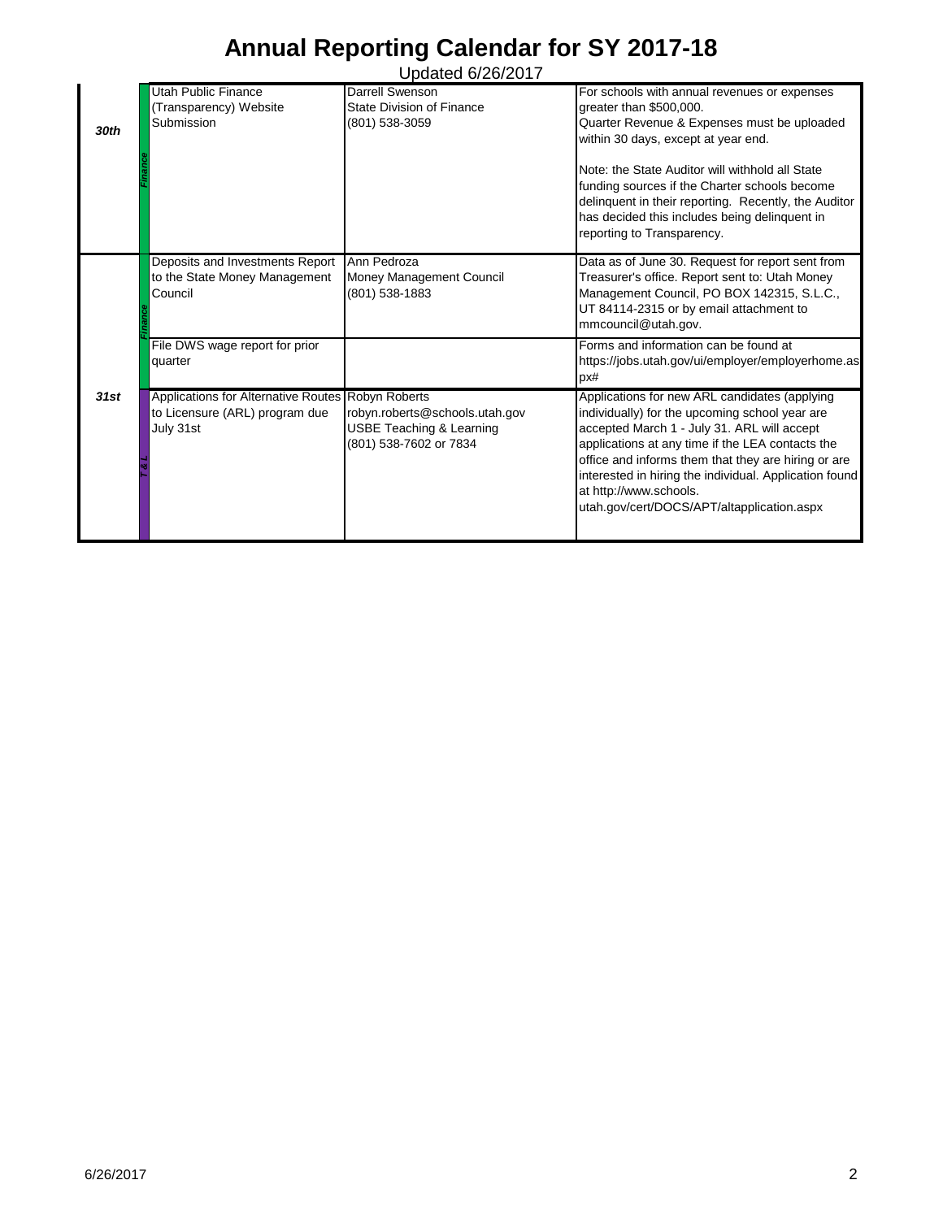# Annual Reporting Calendar for SY 2017-18

Updated 6/26/2017

| Date | Category | Report | Contact | Notes |
|---|---|---|---|---|
| **30th** | *Finance* | Utah Public Finance (Transparency) Website Submission | Darrell Swenson<br>State Division of Finance<br>(801) 538-3059 | For schools with annual revenues or expenses greater than $500,000.<br>Quarter Revenue & Expenses must be uploaded within 30 days, except at year end.<br><br>Note: the State Auditor will withhold all State funding sources if the Charter schools become delinquent in their reporting. Recently, the Auditor has decided this includes being delinquent in reporting to Transparency. |
| **31st** | *Finance* | Deposits and Investments Report to the State Money Management Council | Ann Pedroza<br>Money Management Council<br>(801) 538-1883 | Data as of June 30. Request for report sent from Treasurer's office. Report sent to: Utah Money Management Council, PO BOX 142315, S.L.C., UT 84114-2315 or by email attachment to mmcouncil@utah.gov. |
| | *Finance* | File DWS wage report for prior quarter | | Forms and information can be found at https://jobs.utah.gov/ui/employer/employerhome.aspx# |
| | *T & L* | Applications for Alternative Routes to Licensure (ARL) program due July 31st | Robyn Roberts<br>robyn.roberts@schools.utah.gov<br>USBE Teaching & Learning<br>(801) 538-7602 or 7834 | Applications for new ARL candidates (applying individually) for the upcoming school year are accepted March 1 - July 31. ARL will accept applications at any time if the LEA contacts the office and informs them that they are hiring or are interested in hiring the individual. Application found at http://www.schools.utah.gov/cert/DOCS/APT/altapplication.aspx |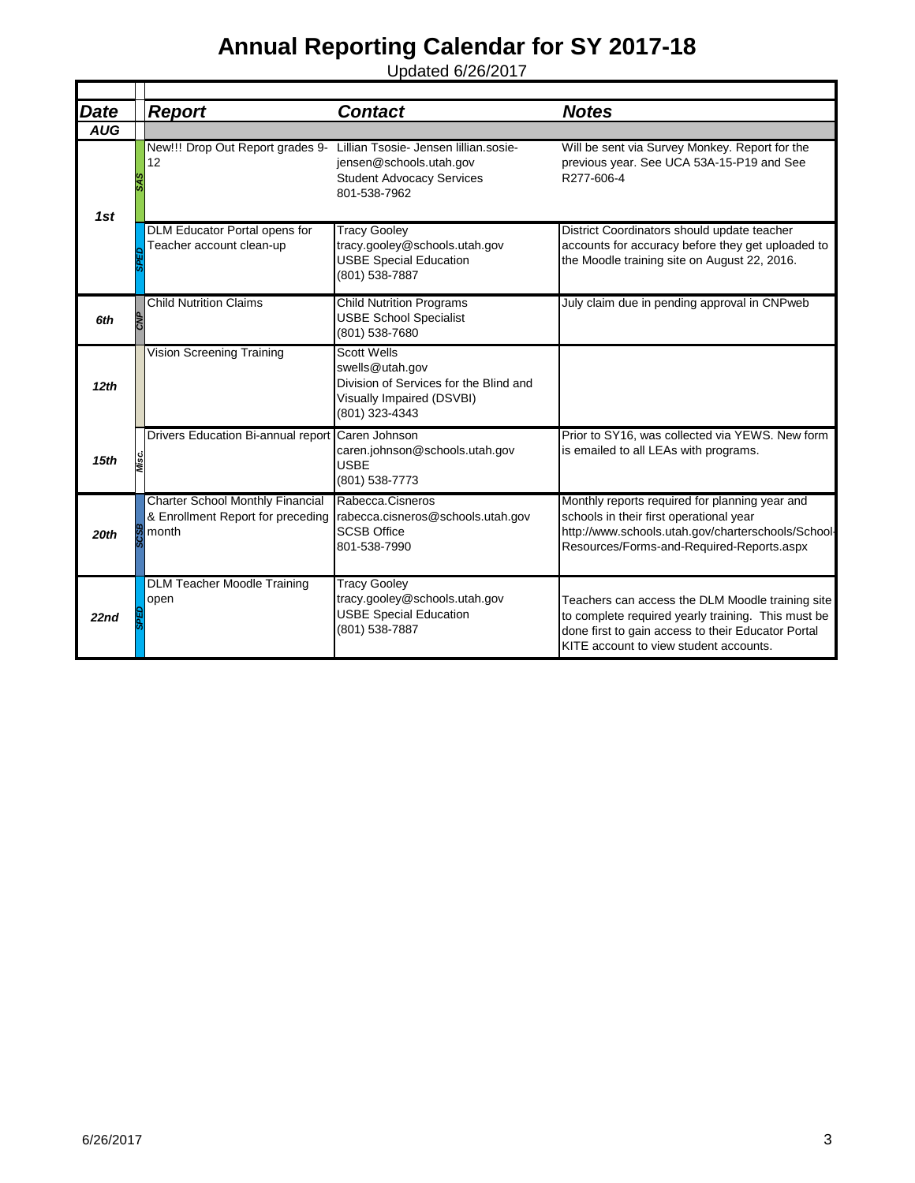# Annual Reporting Calendar for SY 2017-18

Updated 6/26/2017

| Date | | Report | Contact | Notes |
|---|---|---|---|---|
| AUG | | | | |
| 1st | SAS | New!!! Drop Out Report grades 9-12 | Lillian Tsosie- Jensen lillian.sosie-jensen@schools.utah.gov Student Advocacy Services 801-538-7962 | Will be sent via Survey Monkey. Report for the previous year. See UCA 53A-15-P19 and See R277-606-4 |
| | SPED | DLM Educator Portal opens for Teacher account clean-up | Tracy Gooley tracy.gooley@schools.utah.gov USBE Special Education (801) 538-7887 | District Coordinators should update teacher accounts for accuracy before they get uploaded to the Moodle training site on August 22, 2016. |
| 6th | CNP | Child Nutrition Claims | Child Nutrition Programs USBE School Specialist (801) 538-7680 | July claim due in pending approval in CNPweb |
| 12th | | Vision Screening Training | Scott Wells swells@utah.gov Division of Services for the Blind and Visually Impaired (DSVBI) (801) 323-4343 | |
| 15th | Misc. | Drivers Education Bi-annual report | Caren Johnson caren.johnson@schools.utah.gov USBE (801) 538-7773 | Prior to SY16, was collected via YEWS. New form is emailed to all LEAs with programs. |
| 20th | SCSB | Charter School Monthly Financial & Enrollment Report for preceding month | Rabecca.Cisneros rabecca.cisneros@schools.utah.gov SCSB Office 801-538-7990 | Monthly reports required for planning year and schools in their first operational year http://www.schools.utah.gov/charterschools/School-Resources/Forms-and-Required-Reports.aspx |
| 22nd | SPED | DLM Teacher Moodle Training open | Tracy Gooley tracy.gooley@schools.utah.gov USBE Special Education (801) 538-7887 | Teachers can access the DLM Moodle training site to complete required yearly training. This must be done first to gain access to their Educator Portal KITE account to view student accounts. |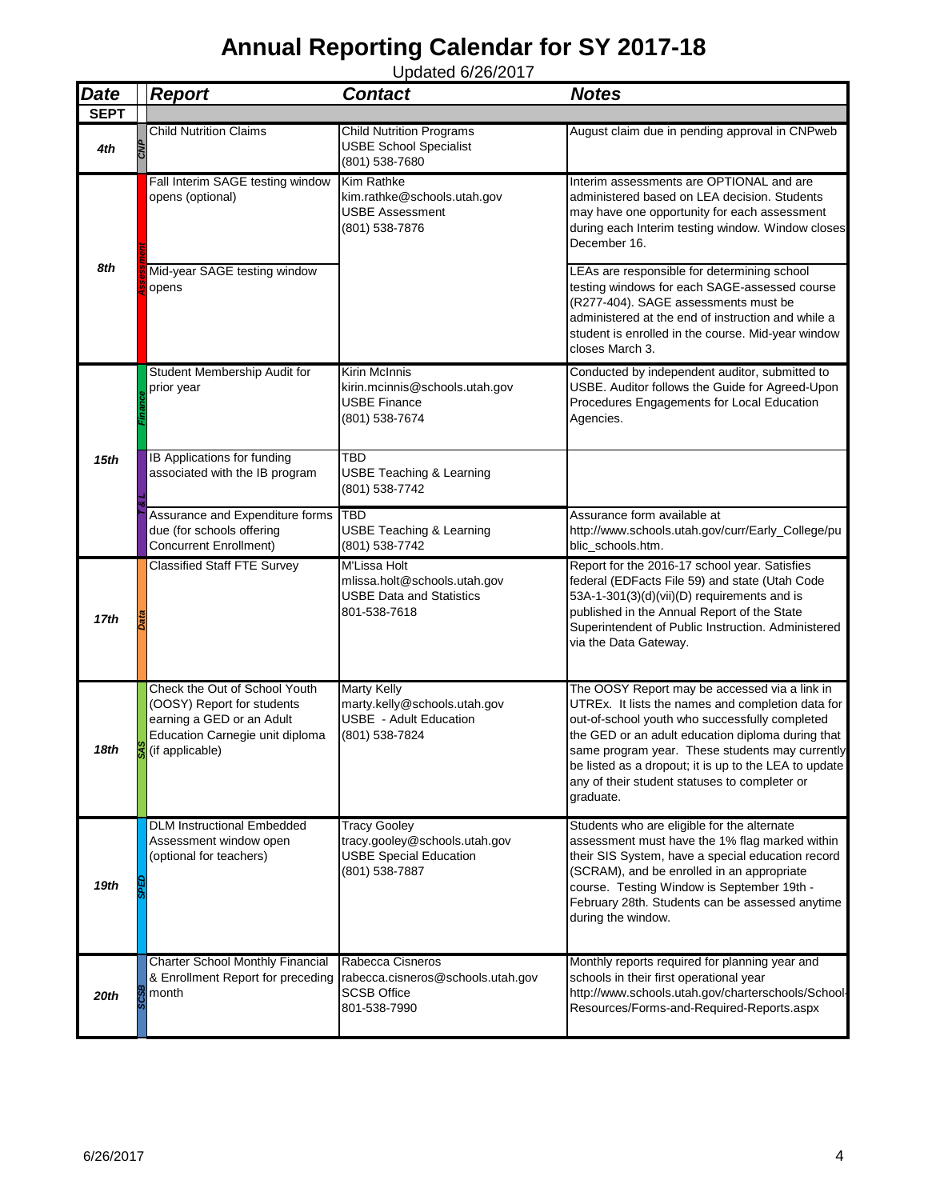# Annual Reporting Calendar for SY 2017-18

Updated 6/26/2017

| Date | | Report | Contact | Notes |
|---|---|---|---|---|
| **SEPT** | | | | |
| 4th | CNP | Child Nutrition Claims | Child Nutrition Programs<br>USBE School Specialist<br>(801) 538-7680 | August claim due in pending approval in CNPweb |
| 8th | Assessment | Fall Interim SAGE testing window opens (optional) | Kim Rathke<br>kim.rathke@schools.utah.gov<br>USBE Assessment<br>(801) 538-7876 | Interim assessments are OPTIONAL and are administered based on LEA decision. Students may have one opportunity for each assessment during each Interim testing window. Window closes December 16. |
| | Assessment | Mid-year SAGE testing window opens | | LEAs are responsible for determining school testing windows for each SAGE-assessed course (R277-404). SAGE assessments must be administered at the end of instruction and while a student is enrolled in the course. Mid-year window closes March 3. |
| 15th | Finance | Student Membership Audit for prior year | Kirin McInnis<br>kirin.mcinnis@schools.utah.gov<br>USBE Finance<br>(801) 538-7674 | Conducted by independent auditor, submitted to USBE. Auditor follows the Guide for Agreed-Upon Procedures Engagements for Local Education Agencies. |
| | T & L | IB Applications for funding associated with the IB program | TBD<br>USBE Teaching & Learning<br>(801) 538-7742 | |
| | T & L | Assurance and Expenditure forms due (for schools offering Concurrent Enrollment) | TBD<br>USBE Teaching & Learning<br>(801) 538-7742 | Assurance form available at http://www.schools.utah.gov/curr/Early_College/public_schools.htm. |
| 17th | Data | Classified Staff FTE Survey | M'Lissa Holt<br>mlissa.holt@schools.utah.gov<br>USBE Data and Statistics<br>801-538-7618 | Report for the 2016-17 school year. Satisfies federal (EDFacts File 59) and state (Utah Code 53A-1-301(3)(d)(vii)(D) requirements and is published in the Annual Report of the State Superintendent of Public Instruction. Administered via the Data Gateway. |
| 18th | SAS | Check the Out of School Youth (OOSY) Report for students earning a GED or an Adult Education Carnegie unit diploma (if applicable) | Marty Kelly<br>marty.kelly@schools.utah.gov<br>USBE - Adult Education<br>(801) 538-7824 | The OOSY Report may be accessed via a link in UTREx. It lists the names and completion data for out-of-school youth who successfully completed the GED or an adult education diploma during that same program year. These students may currently be listed as a dropout; it is up to the LEA to update any of their student statuses to completer or graduate. |
| 19th | SPED | DLM Instructional Embedded Assessment window open (optional for teachers) | Tracy Gooley<br>tracy.gooley@schools.utah.gov<br>USBE Special Education<br>(801) 538-7887 | Students who are eligible for the alternate assessment must have the 1% flag marked within their SIS System, have a special education record (SCRAM), and be enrolled in an appropriate course. Testing Window is September 19th - February 28th. Students can be assessed anytime during the window. |
| 20th | SCSB | Charter School Monthly Financial & Enrollment Report for preceding month | Rabecca Cisneros<br>rabecca.cisneros@schools.utah.gov<br>SCSB Office<br>801-538-7990 | Monthly reports required for planning year and schools in their first operational year http://www.schools.utah.gov/charterschools/School-Resources/Forms-and-Required-Reports.aspx |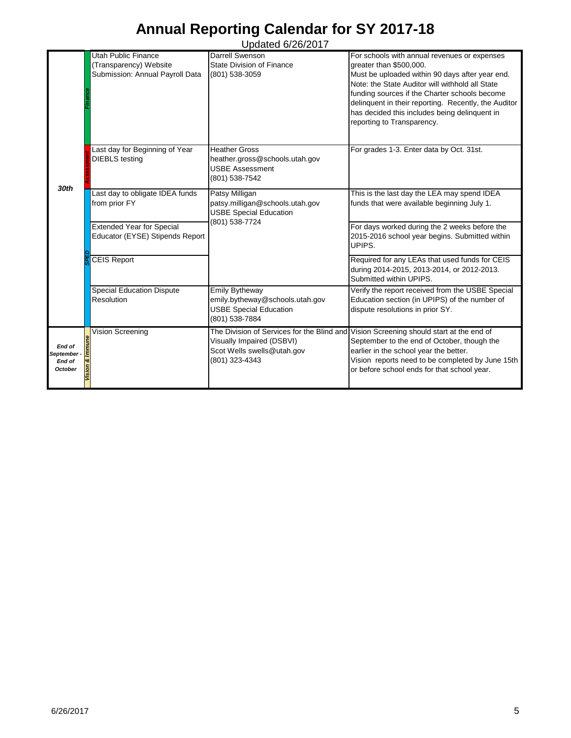# Annual Reporting Calendar for SY 2017-18

Updated 6/26/2017

| Date | Category | Report/Event | Contact | Notes |
|---|---|---|---|---|
| 30th | Finance | Utah Public Finance (Transparency) Website Submission: Annual Payroll Data | Darrell Swenson<br>State Division of Finance<br>(801) 538-3059 | For schools with annual revenues or expenses greater than $500,000.<br>Must be uploaded within 90 days after year end. Note: the State Auditor will withhold all State funding sources if the Charter schools become delinquent in their reporting. Recently, the Auditor has decided this includes being delinquent in reporting to Transparency. |
| | Assessment | Last day for Beginning of Year DIEBLS testing | Heather Gross<br>heather.gross@schools.utah.gov<br>USBE Assessment<br>(801) 538-7542 | For grades 1-3. Enter data by Oct. 31st. |
| | SPED | Last day to obligate IDEA funds from prior FY | Patsy Milligan<br>patsy.milligan@schools.utah.gov<br>USBE Special Education<br>(801) 538-7724 | This is the last day the LEA may spend IDEA funds that were available beginning July 1. |
| | SPED | Extended Year for Special Educator (EYSE) Stipends Report | | For days worked during the 2 weeks before the 2015-2016 school year begins. Submitted within UPIPS. |
| | SPED | CEIS Report | | Required for any LEAs that used funds for CEIS during 2014-2015, 2013-2014, or 2012-2013. Submitted within UPIPS. |
| | SPED | Special Education Dispute Resolution | Emily Bytheway<br>emily.bytheway@schools.utah.gov<br>USBE Special Education<br>(801) 538-7884 | Verify the report received from the USBE Special Education section (in UPIPS) of the number of dispute resolutions in prior SY. |
| End of September - End of October | Vision & Immune | Vision Screening | The Division of Services for the Blind and Visually Impaired (DSBVI)<br>Scot Wells swells@utah.gov<br>(801) 323-4343 | Vision Screening should start at the end of September to the end of October, though the earlier in the school year the better.<br>Vision reports need to be completed by June 15th or before school ends for that school year. |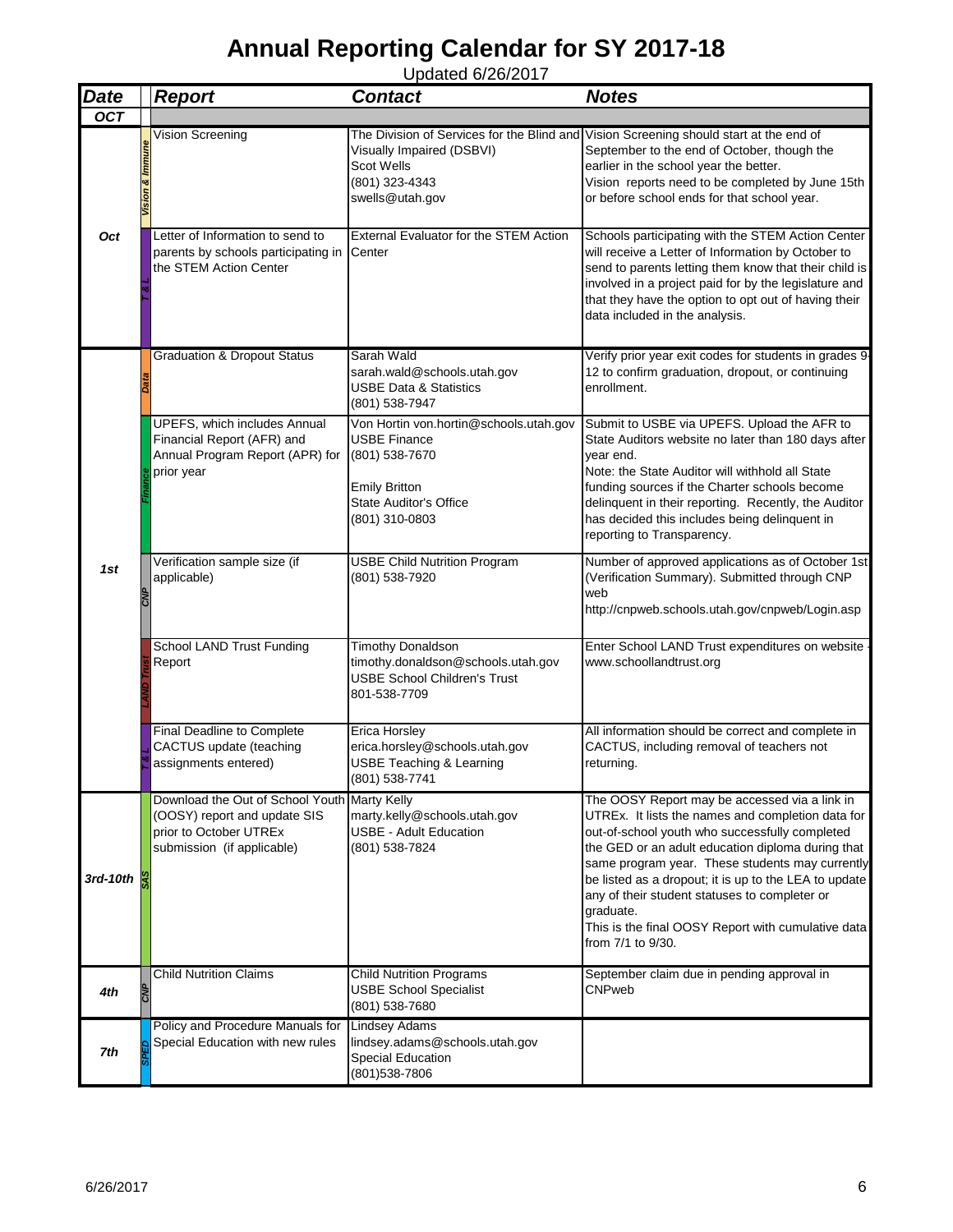# Annual Reporting Calendar for SY 2017-18

Updated 6/26/2017

| Date | | Report | Contact | Notes |
|---|---|---|---|---|
| **OCT** | | | | |
| **Oct** | Vision & Immune | Vision Screening | The Division of Services for the Blind and Visually Impaired (DSBVI)<br>Scot Wells<br>(801) 323-4343<br>swells@utah.gov | Vision Screening should start at the end of September to the end of October, though the earlier in the school year the better.<br>Vision reports need to be completed by June 15th or before school ends for that school year. |
| | T & L | Letter of Information to send to parents by schools participating in the STEM Action Center | External Evaluator for the STEM Action Center | Schools participating with the STEM Action Center will receive a Letter of Information by October to send to parents letting them know that their child is involved in a project paid for by the legislature and that they have the option to opt out of having their data included in the analysis. |
| **1st** | Data | Graduation & Dropout Status | Sarah Wald<br>sarah.wald@schools.utah.gov<br>USBE Data & Statistics<br>(801) 538-7947 | Verify prior year exit codes for students in grades 9-12 to confirm graduation, dropout, or continuing enrollment. |
| | Finance | UPEFS, which includes Annual Financial Report (AFR) and Annual Program Report (APR) for prior year | Von Hortin von.hortin@schools.utah.gov<br>USBE Finance<br>(801) 538-7670<br><br>Emily Britton<br>State Auditor's Office<br>(801) 310-0803 | Submit to USBE via UPEFS. Upload the AFR to State Auditors website no later than 180 days after year end.<br>Note: the State Auditor will withhold all State funding sources if the Charter schools become delinquent in their reporting. Recently, the Auditor has decided this includes being delinquent in reporting to Transparency. |
| | CNP | Verification sample size (if applicable) | USBE Child Nutrition Program<br>(801) 538-7920 | Number of approved applications as of October 1st (Verification Summary). Submitted through CNP web<br>http://cnpweb.schools.utah.gov/cnpweb/Login.asp |
| | LAND Trust | School LAND Trust Funding Report | Timothy Donaldson<br>timothy.donaldson@schools.utah.gov<br>USBE School Children's Trust<br>801-538-7709 | Enter School LAND Trust expenditures on website - www.schoollandtrust.org |
| | T & L | Final Deadline to Complete CACTUS update (teaching assignments entered) | Erica Horsley<br>erica.horsley@schools.utah.gov<br>USBE Teaching & Learning<br>(801) 538-7741 | All information should be correct and complete in CACTUS, including removal of teachers not returning. |
| **3rd-10th** | SAS | Download the Out of School Youth (OOSY) report and update SIS prior to October UTREx submission (if applicable) | Marty Kelly<br>marty.kelly@schools.utah.gov<br>USBE - Adult Education<br>(801) 538-7824 | The OOSY Report may be accessed via a link in UTREx. It lists the names and completion data for out-of-school youth who successfully completed the GED or an adult education diploma during that same program year. These students may currently be listed as a dropout; it is up to the LEA to update any of their student statuses to completer or graduate.<br>This is the final OOSY Report with cumulative data from 7/1 to 9/30. |
| **4th** | CNP | Child Nutrition Claims | Child Nutrition Programs<br>USBE School Specialist<br>(801) 538-7680 | September claim due in pending approval in CNPweb |
| **7th** | SPED | Policy and Procedure Manuals for Special Education with new rules | Lindsey Adams<br>lindsey.adams@schools.utah.gov<br>Special Education<br>(801)538-7806 | |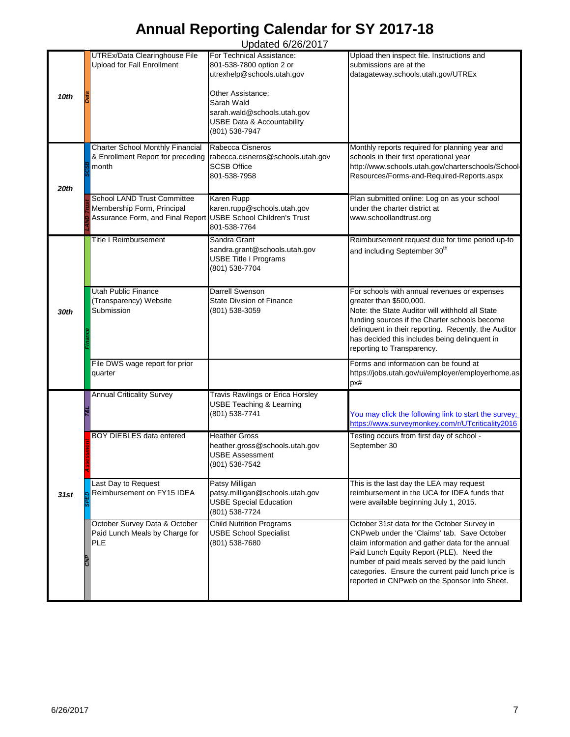# Annual Reporting Calendar for SY 2017-18

Updated 6/26/2017

| Date | Category | Report | Contact | Notes |
|---|---|---|---|---|
| **10th** | Data | UTREx/Data Clearinghouse File Upload for Fall Enrollment | For Technical Assistance: 801-538-7800 option 2 or utrexhelp@schools.utah.gov<br><br>Other Assistance: Sarah Wald sarah.wald@schools.utah.gov USBE Data & Accountability (801) 538-7947 | Upload then inspect file. Instructions and submissions are at the datagateway.schools.utah.gov/UTREx |
| **20th** | SCSB | Charter School Monthly Financial & Enrollment Report for preceding month | Rabecca Cisneros rabecca.cisneros@schools.utah.gov SCSB Office 801-538-7958 | Monthly reports required for planning year and schools in their first operational year http://www.schools.utah.gov/charterschools/School-Resources/Forms-and-Required-Reports.aspx |
| | LAND Trust | School LAND Trust Committee Membership Form, Principal Assurance Form, and Final Report | Karen Rupp karen.rupp@schools.utah.gov USBE School Children's Trust 801-538-7764 | Plan submitted online: Log on as your school under the charter district at www.schoollandtrust.org |
| **30th** | | Title I Reimbursement | Sandra Grant sandra.grant@schools.utah.gov USBE Title I Programs (801) 538-7704 | Reimbursement request due for time period up-to and including September 30th |
| | Finance | Utah Public Finance (Transparency) Website Submission | Darrell Swenson State Division of Finance (801) 538-3059 | For schools with annual revenues or expenses greater than $500,000. Note: the State Auditor will withhold all State funding sources if the Charter schools become delinquent in their reporting. Recently, the Auditor has decided this includes being delinquent in reporting to Transparency. |
| | | File DWS wage report for prior quarter | | Forms and information can be found at https://jobs.utah.gov/ui/employer/employerhome.aspx# |
| **31st** | T&L | Annual Criticality Survey | Travis Rawlings or Erica Horsley USBE Teaching & Learning (801) 538-7741 | You may click the following link to start the survey: https://www.surveymonkey.com/r/UTcriticality2016 |
| | Assessment | BOY DIEBLES data entered | Heather Gross heather.gross@schools.utah.gov USBE Assessment (801) 538-7542 | Testing occurs from first day of school - September 30 |
| | SPED | Last Day to Request Reimbursement on FY15 IDEA | Patsy Milligan patsy.milligan@schools.utah.gov USBE Special Education (801) 538-7724 | This is the last day the LEA may request reimbursement in the UCA for IDEA funds that were available beginning July 1, 2015. |
| | CNP | October Survey Data & October Paid Lunch Meals by Charge for PLE | Child Nutrition Programs USBE School Specialist (801) 538-7680 | October 31st data for the October Survey in CNPweb under the 'Claims' tab. Save October claim information and gather data for the annual Paid Lunch Equity Report (PLE). Need the number of paid meals served by the paid lunch categories. Ensure the current paid lunch price is reported in CNPweb on the Sponsor Info Sheet. |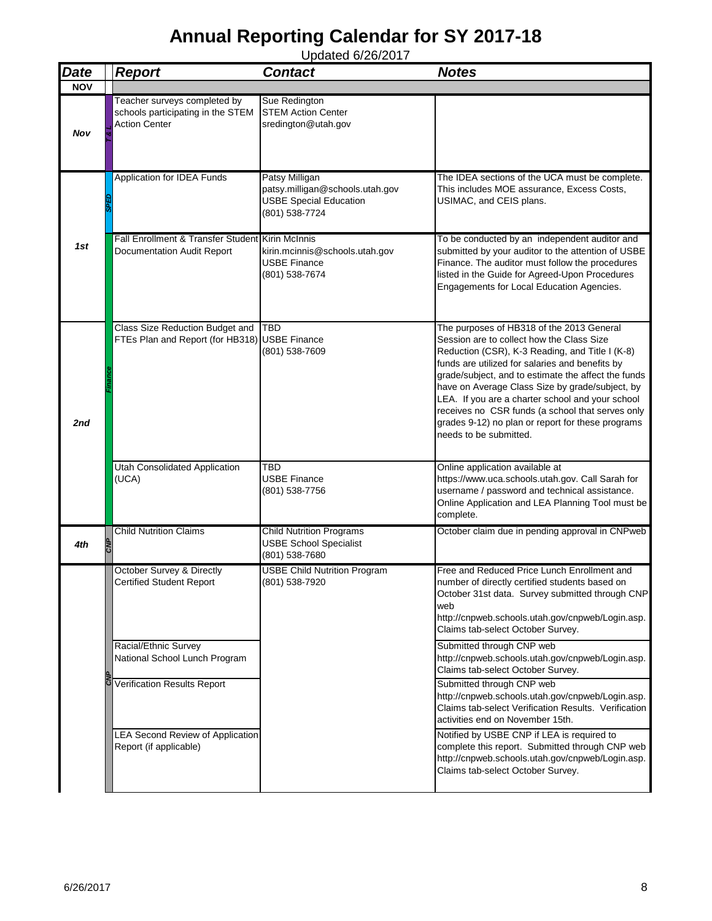# Annual Reporting Calendar for SY 2017-18

Updated 6/26/2017

| Date | | Report | Contact | Notes |
|---|---|---|---|---|
| **NOV** | | | | |
| *Nov* | *T & L* | Teacher surveys completed by schools participating in the STEM Action Center | Sue Redington<br>STEM Action Center<br>sredington@utah.gov | |
| *1st* | *SPED* | Application for IDEA Funds | Patsy Milligan<br>patsy.milligan@schools.utah.gov<br>USBE Special Education<br>(801) 538-7724 | The IDEA sections of the UCA must be complete. This includes MOE assurance, Excess Costs, USIMAC, and CEIS plans. |
| | *Finance* | Fall Enrollment & Transfer Student Documentation Audit Report | Kirin McInnis<br>kirin.mcinnis@schools.utah.gov<br>USBE Finance<br>(801) 538-7674 | To be conducted by an independent auditor and submitted by your auditor to the attention of USBE Finance. The auditor must follow the procedures listed in the Guide for Agreed-Upon Procedures Engagements for Local Education Agencies. |
| *2nd* | *Finance* | Class Size Reduction Budget and FTEs Plan and Report (for HB318) | TBD<br>USBE Finance<br>(801) 538-7609 | The purposes of HB318 of the 2013 General Session are to collect how the Class Size Reduction (CSR), K-3 Reading, and Title I (K-8) funds are utilized for salaries and benefits by grade/subject, and to estimate the affect the funds have on Average Class Size by grade/subject, by LEA. If you are a charter school and your school receives no CSR funds (a school that serves only grades 9-12) no plan or report for these programs needs to be submitted. |
| | *Finance* | Utah Consolidated Application (UCA) | TBD<br>USBE Finance<br>(801) 538-7756 | Online application available at https://www.uca.schools.utah.gov. Call Sarah for username / password and technical assistance. Online Application and LEA Planning Tool must be complete. |
| *4th* | *CNP* | Child Nutrition Claims | Child Nutrition Programs<br>USBE School Specialist<br>(801) 538-7680 | October claim due in pending approval in CNPweb |
| | *CNP* | October Survey & Directly Certified Student Report | USBE Child Nutrition Program<br>(801) 538-7920 | Free and Reduced Price Lunch Enrollment and number of directly certified students based on October 31st data. Survey submitted through CNP web http://cnpweb.schools.utah.gov/cnpweb/Login.asp. Claims tab-select October Survey. |
| | *CNP* | Racial/Ethnic Survey National School Lunch Program | | Submitted through CNP web http://cnpweb.schools.utah.gov/cnpweb/Login.asp. Claims tab-select October Survey. |
| | *CNP* | Verification Results Report | | Submitted through CNP web http://cnpweb.schools.utah.gov/cnpweb/Login.asp. Claims tab-select Verification Results. Verification activities end on November 15th. |
| | *CNP* | LEA Second Review of Application Report (if applicable) | | Notified by USBE CNP if LEA is required to complete this report. Submitted through CNP web http://cnpweb.schools.utah.gov/cnpweb/Login.asp. Claims tab-select October Survey. |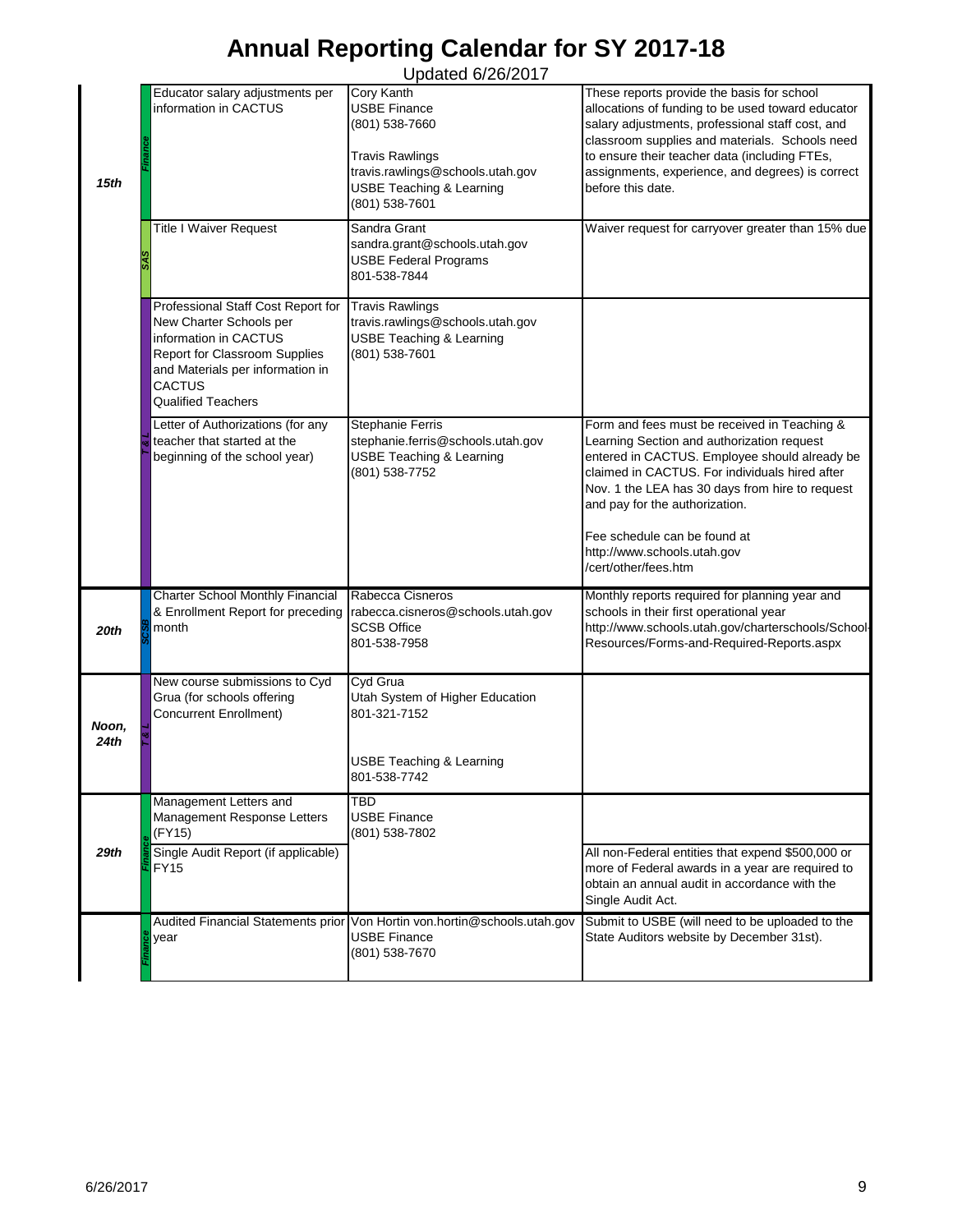# Annual Reporting Calendar for SY 2017-18

Updated 6/26/2017

| Date | Section | Report | Contact | Notes |
|---|---|---|---|---|
| 15th | Finance | Educator salary adjustments per information in CACTUS | Cory Kanth<br>USBE Finance<br>(801) 538-7660<br><br>Travis Rawlings<br>travis.rawlings@schools.utah.gov<br>USBE Teaching & Learning<br>(801) 538-7601 | These reports provide the basis for school allocations of funding to be used toward educator salary adjustments, professional staff cost, and classroom supplies and materials. Schools need to ensure their teacher data (including FTEs, assignments, experience, and degrees) is correct before this date. |
| | SAS | Title I Waiver Request | Sandra Grant<br>sandra.grant@schools.utah.gov<br>USBE Federal Programs<br>801-538-7844 | Waiver request for carryover greater than 15% due |
| | | Professional Staff Cost Report for New Charter Schools per information in CACTUS<br>Report for Classroom Supplies and Materials per information in CACTUS<br>Qualified Teachers | Travis Rawlings<br>travis.rawlings@schools.utah.gov<br>USBE Teaching & Learning<br>(801) 538-7601 | |
| | T & L | Letter of Authorizations (for any teacher that started at the beginning of the school year) | Stephanie Ferris<br>stephanie.ferris@schools.utah.gov<br>USBE Teaching & Learning<br>(801) 538-7752 | Form and fees must be received in Teaching & Learning Section and authorization request entered in CACTUS. Employee should already be claimed in CACTUS. For individuals hired after Nov. 1 the LEA has 30 days from hire to request and pay for the authorization.<br><br>Fee schedule can be found at http://www.schools.utah.gov /cert/other/fees.htm |
| 20th | SCSB | Charter School Monthly Financial & Enrollment Report for preceding month | Rabecca Cisneros<br>rabecca.cisneros@schools.utah.gov<br>SCSB Office<br>801-538-7958 | Monthly reports required for planning year and schools in their first operational year<br>http://www.schools.utah.gov/charterschools/School-Resources/Forms-and-Required-Reports.aspx |
| Noon, 24th | T & L | New course submissions to Cyd Grua (for schools offering Concurrent Enrollment) | Cyd Grua<br>Utah System of Higher Education<br>801-321-7152<br><br>USBE Teaching & Learning<br>801-538-7742 | |
| 29th | Finance | Management Letters and Management Response Letters (FY15) | TBD<br>USBE Finance<br>(801) 538-7802 | |
| | Finance | Single Audit Report (if applicable) FY15 | | All non-Federal entities that expend $500,000 or more of Federal awards in a year are required to obtain an annual audit in accordance with the Single Audit Act. |
| | Finance | Audited Financial Statements prior year | Von Hortin von.hortin@schools.utah.gov<br>USBE Finance<br>(801) 538-7670 | Submit to USBE (will need to be uploaded to the State Auditors website by December 31st). |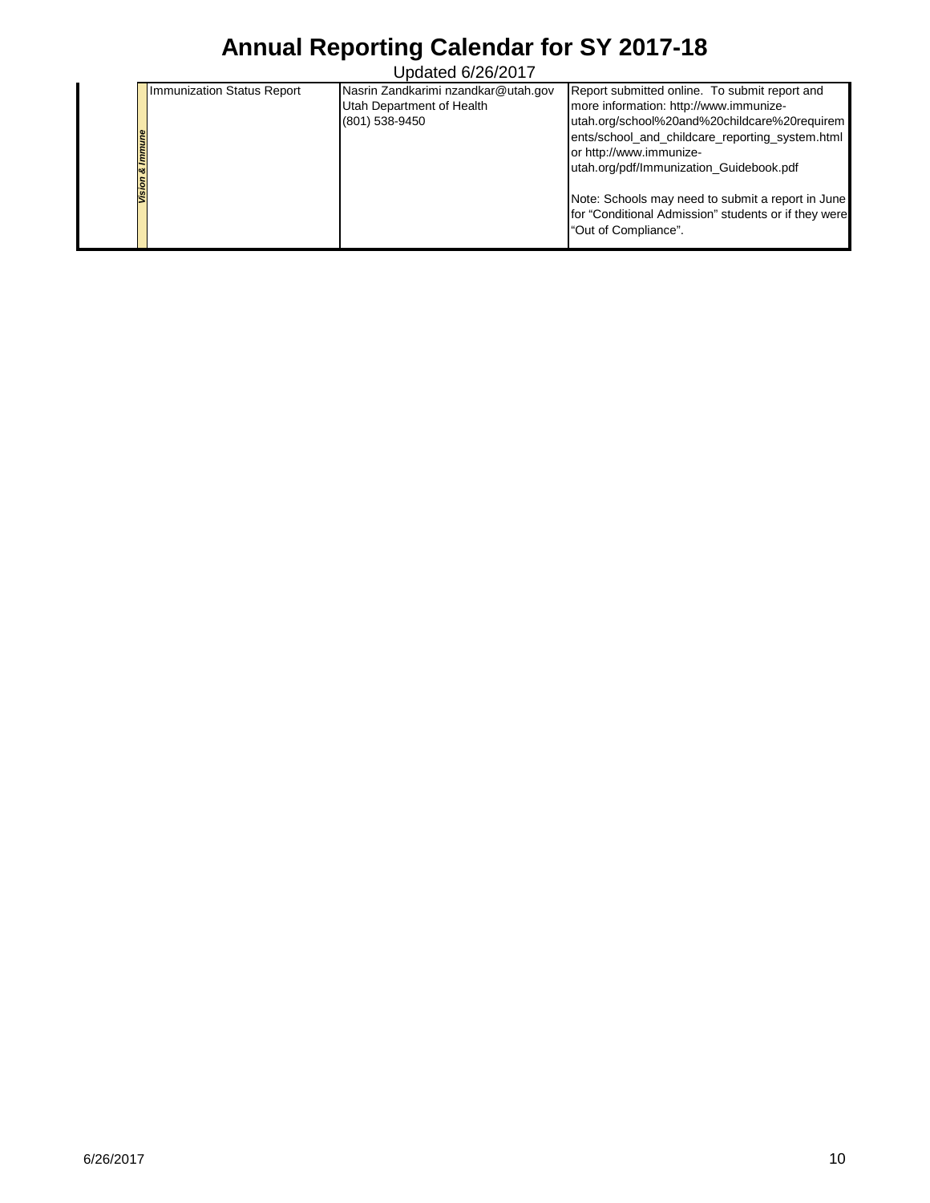# Annual Reporting Calendar for SY 2017-18

Updated 6/26/2017

| | | | | |
|---|---|---|---|---|
| | *Vision & Immune* | Immunization Status Report | Nasrin Zandkarimi nzandkar@utah.gov<br>Utah Department of Health<br>(801) 538-9450 | Report submitted online. To submit report and more information: http://www.immunize-utah.org/school%20and%20childcare%20requirements/school_and_childcare_reporting_system.html or http://www.immunize-utah.org/pdf/Immunization_Guidebook.pdf<br><br>Note: Schools may need to submit a report in June for "Conditional Admission" students or if they were "Out of Compliance". |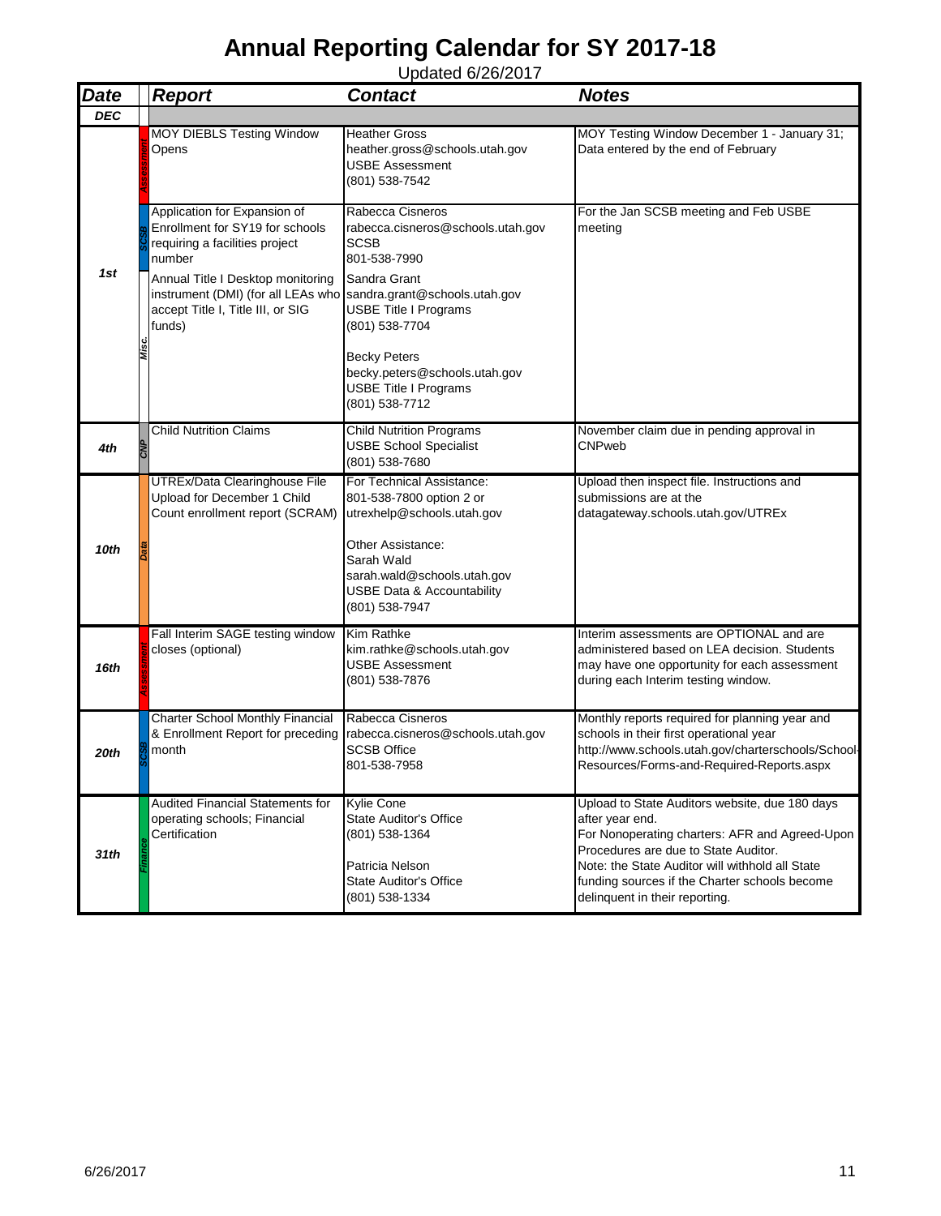# Annual Reporting Calendar for SY 2017-18

Updated 6/26/2017

| Date | | Report | Contact | Notes |
|---|---|---|---|---|
| **DEC** | | | | |
| **1st** | Assessment | MOY DIEBLS Testing Window Opens | Heather Gross<br>heather.gross@schools.utah.gov<br>USBE Assessment<br>(801) 538-7542 | MOY Testing Window December 1 - January 31; Data entered by the end of February |
| | SCSB | Application for Expansion of Enrollment for SY19 for schools requiring a facilities project number | Rabecca Cisneros<br>rabecca.cisneros@schools.utah.gov<br>SCSB<br>801-538-7990 | For the Jan SCSB meeting and Feb USBE meeting |
| | Misc. | Annual Title I Desktop monitoring instrument (DMI) (for all LEAs who accept Title I, Title III, or SIG funds) | Sandra Grant<br>sandra.grant@schools.utah.gov<br>USBE Title I Programs<br>(801) 538-7704<br><br>Becky Peters<br>becky.peters@schools.utah.gov<br>USBE Title I Programs<br>(801) 538-7712 | |
| **4th** | CNP | Child Nutrition Claims | Child Nutrition Programs<br>USBE School Specialist<br>(801) 538-7680 | November claim due in pending approval in CNPweb |
| **10th** | Data | UTREx/Data Clearinghouse File Upload for December 1 Child Count enrollment report (SCRAM) | For Technical Assistance:<br>801-538-7800 option 2 or<br>utrexhelp@schools.utah.gov<br><br>Other Assistance:<br>Sarah Wald<br>sarah.wald@schools.utah.gov<br>USBE Data & Accountability<br>(801) 538-7947 | Upload then inspect file. Instructions and submissions are at the datagateway.schools.utah.gov/UTREx |
| **16th** | Assessment | Fall Interim SAGE testing window closes (optional) | Kim Rathke<br>kim.rathke@schools.utah.gov<br>USBE Assessment<br>(801) 538-7876 | Interim assessments are OPTIONAL and are administered based on LEA decision. Students may have one opportunity for each assessment during each Interim testing window. |
| **20th** | SCSB | Charter School Monthly Financial & Enrollment Report for preceding month | Rabecca Cisneros<br>rabecca.cisneros@schools.utah.gov<br>SCSB Office<br>801-538-7958 | Monthly reports required for planning year and schools in their first operational year<br>http://www.schools.utah.gov/charterschools/School-Resources/Forms-and-Required-Reports.aspx |
| **31th** | Finance | Audited Financial Statements for operating schools; Financial Certification | Kylie Cone<br>State Auditor's Office<br>(801) 538-1364<br><br>Patricia Nelson<br>State Auditor's Office<br>(801) 538-1334 | Upload to State Auditors website, due 180 days after year end.<br>For Nonoperating charters: AFR and Agreed-Upon Procedures are due to State Auditor.<br>Note: the State Auditor will withhold all State funding sources if the Charter schools become delinquent in their reporting. |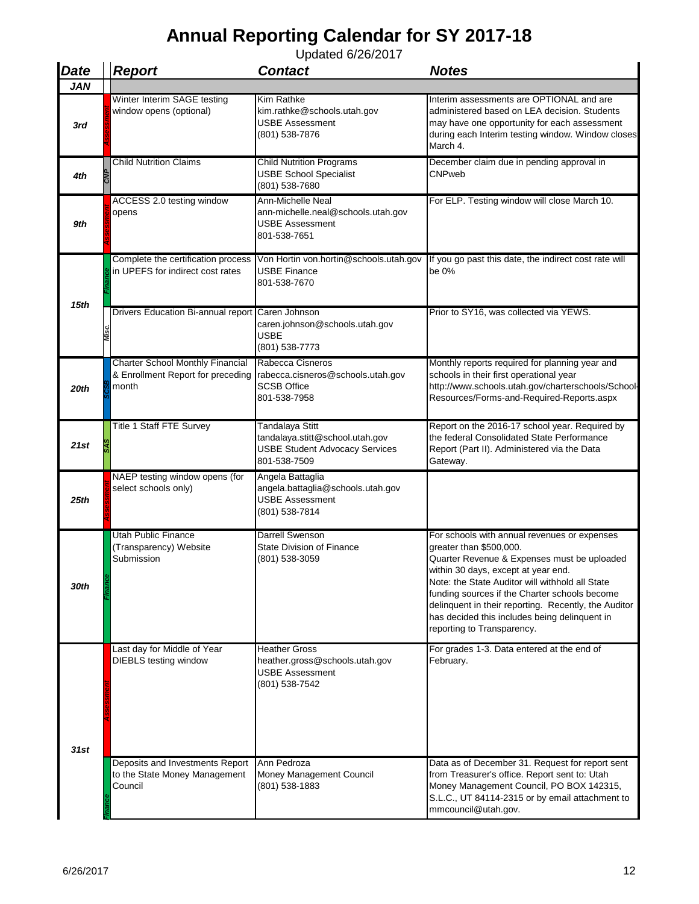# Annual Reporting Calendar for SY 2017-18

Updated 6/26/2017

| Date | | Report | Contact | Notes |
|---|---|---|---|---|
| **JAN** | | | | |
| **3rd** | Assessment | Winter Interim SAGE testing window opens (optional) | Kim Rathke<br>kim.rathke@schools.utah.gov<br>USBE Assessment<br>(801) 538-7876 | Interim assessments are OPTIONAL and are administered based on LEA decision. Students may have one opportunity for each assessment during each Interim testing window. Window closes March 4. |
| **4th** | CNP | Child Nutrition Claims | Child Nutrition Programs<br>USBE School Specialist<br>(801) 538-7680 | December claim due in pending approval in CNPweb |
| **9th** | Assessment | ACCESS 2.0 testing window opens | Ann-Michelle Neal<br>ann-michelle.neal@schools.utah.gov<br>USBE Assessment<br>801-538-7651 | For ELP. Testing window will close March 10. |
| **15th** | Finance | Complete the certification process in UPEFS for indirect cost rates | Von Hortin von.hortin@schools.utah.gov<br>USBE Finance<br>801-538-7670 | If you go past this date, the indirect cost rate will be 0% |
| | Misc. | Drivers Education Bi-annual report | Caren Johnson<br>caren.johnson@schools.utah.gov<br>USBE<br>(801) 538-7773 | Prior to SY16, was collected via YEWS. |
| **20th** | SCSB | Charter School Monthly Financial & Enrollment Report for preceding month | Rabecca Cisneros<br>rabecca.cisneros@schools.utah.gov<br>SCSB Office<br>801-538-7958 | Monthly reports required for planning year and schools in their first operational year<br>http://www.schools.utah.gov/charterschools/School-Resources/Forms-and-Required-Reports.aspx |
| **21st** | SAS | Title 1 Staff FTE Survey | Tandalaya Stitt<br>tandalaya.stitt@school.utah.gov<br>USBE Student Advocacy Services<br>801-538-7509 | Report on the 2016-17 school year. Required by the federal Consolidated State Performance Report (Part II). Administered via the Data Gateway. |
| **25th** | Assessment | NAEP testing window opens (for select schools only) | Angela Battaglia<br>angela.battaglia@schools.utah.gov<br>USBE Assessment<br>(801) 538-7814 | |
| **30th** | Finance | Utah Public Finance (Transparency) Website Submission | Darrell Swenson<br>State Division of Finance<br>(801) 538-3059 | For schools with annual revenues or expenses greater than $500,000.<br>Quarter Revenue & Expenses must be uploaded within 30 days, except at year end.<br>Note: the State Auditor will withhold all State funding sources if the Charter schools become delinquent in their reporting. Recently, the Auditor has decided this includes being delinquent in reporting to Transparency. |
| **31st** | Assessment | Last day for Middle of Year DIEBLS testing window | Heather Gross<br>heather.gross@schools.utah.gov<br>USBE Assessment<br>(801) 538-7542 | For grades 1-3. Data entered at the end of February. |
| | Finance | Deposits and Investments Report to the State Money Management Council | Ann Pedroza<br>Money Management Council<br>(801) 538-1883 | Data as of December 31. Request for report sent from Treasurer's office. Report sent to: Utah Money Management Council, PO BOX 142315, S.L.C., UT 84114-2315 or by email attachment to mmcouncil@utah.gov. |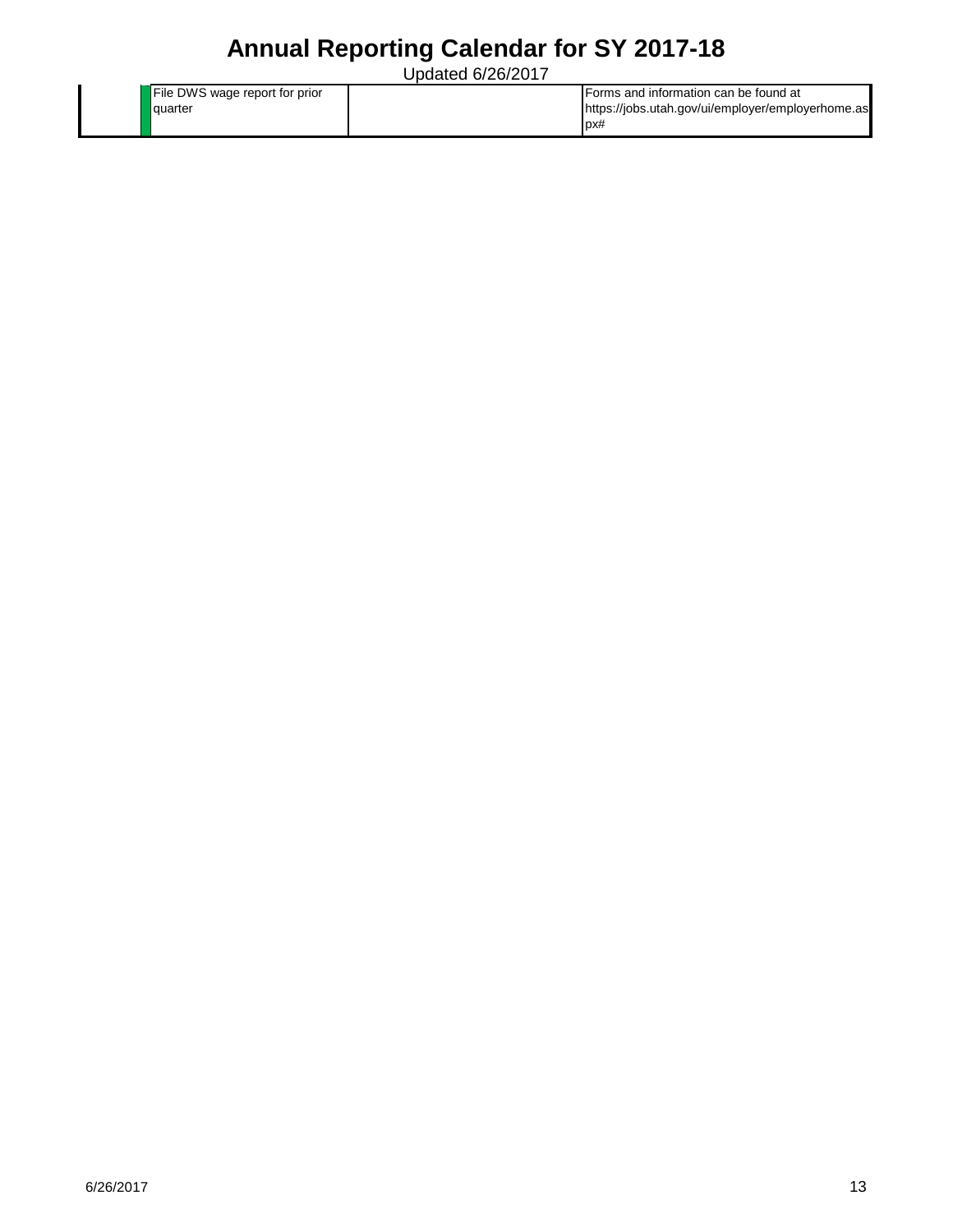# Annual Reporting Calendar for SY 2017-18

Updated 6/26/2017

| | | | | |
|---|---|---|---|---|
| | | File DWS wage report for prior quarter | | Forms and information can be found at https://jobs.utah.gov/ui/employer/employerhome.aspx# |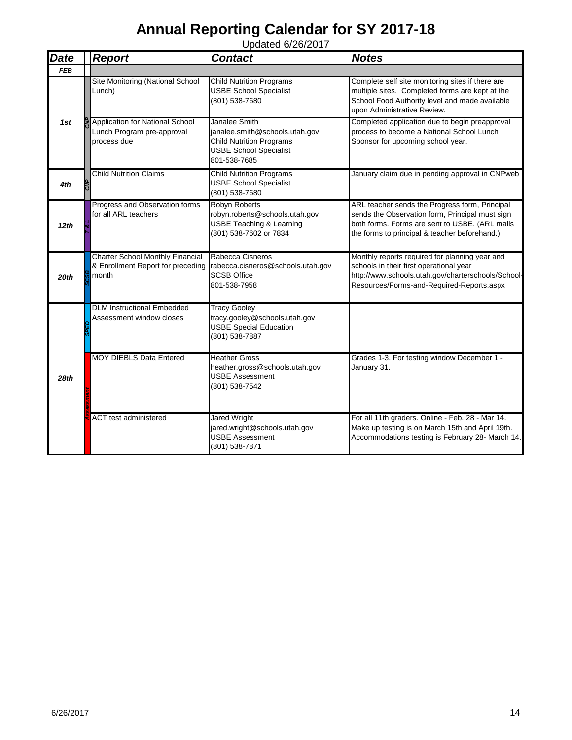# Annual Reporting Calendar for SY 2017-18

Updated 6/26/2017

| Date | | Report | Contact | Notes |
|---|---|---|---|---|
| FEB | | | | |
| 1st | CNP | Site Monitoring (National School Lunch) | Child Nutrition Programs<br>USBE School Specialist<br>(801) 538-7680 | Complete self site monitoring sites if there are multiple sites. Completed forms are kept at the School Food Authority level and made available upon Administrative Review. |
| | CNP | Application for National School Lunch Program pre-approval process due | Janalee Smith<br>janalee.smith@schools.utah.gov<br>Child Nutrition Programs<br>USBE School Specialist<br>801-538-7685 | Completed application due to begin preapproval process to become a National School Lunch Sponsor for upcoming school year. |
| 4th | CNP | Child Nutrition Claims | Child Nutrition Programs<br>USBE School Specialist<br>(801) 538-7680 | January claim due in pending approval in CNPweb |
| 12th | T & L | Progress and Observation forms for all ARL teachers | Robyn Roberts<br>robyn.roberts@schools.utah.gov<br>USBE Teaching & Learning<br>(801) 538-7602 or 7834 | ARL teacher sends the Progress form, Principal sends the Observation form, Principal must sign both forms. Forms are sent to USBE. (ARL mails the forms to principal & teacher beforehand.) |
| 20th | SCSB | Charter School Monthly Financial & Enrollment Report for preceding month | Rabecca Cisneros<br>rabecca.cisneros@schools.utah.gov<br>SCSB Office<br>801-538-7958 | Monthly reports required for planning year and schools in their first operational year<br>http://www.schools.utah.gov/charterschools/School-Resources/Forms-and-Required-Reports.aspx |
| 28th | SPED | DLM Instructional Embedded Assessment window closes | Tracy Gooley<br>tracy.gooley@schools.utah.gov<br>USBE Special Education<br>(801) 538-7887 | |
| | Assessment | MOY DIEBLS Data Entered | Heather Gross<br>heather.gross@schools.utah.gov<br>USBE Assessment<br>(801) 538-7542 | Grades 1-3. For testing window December 1 - January 31. |
| | Assessment | ACT test administered | Jared Wright<br>jared.wright@schools.utah.gov<br>USBE Assessment<br>(801) 538-7871 | For all 11th graders. Online - Feb. 28 - Mar 14. Make up testing is on March 15th and April 19th. Accommodations testing is February 28- March 14. |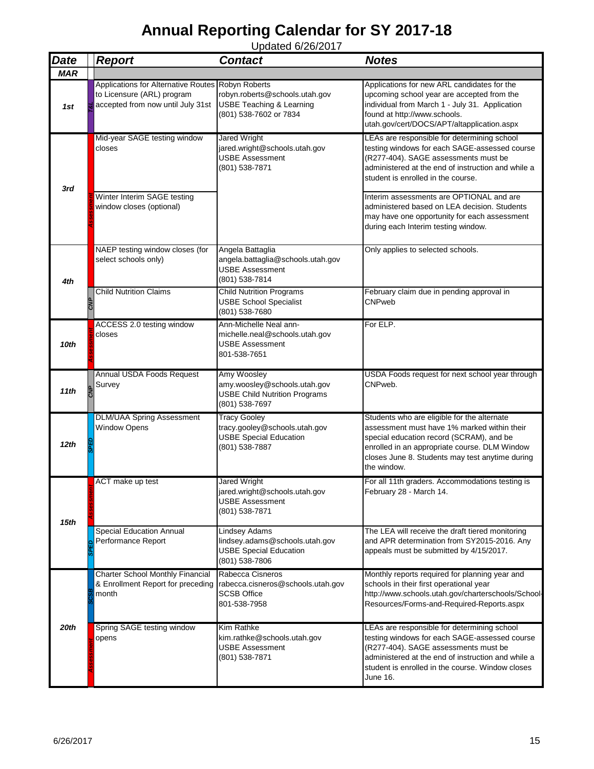# Annual Reporting Calendar for SY 2017-18

Updated 6/26/2017

| Date | | Report | Contact | Notes |
|---|---|---|---|---|
| **MAR** | | | | |
| 1st | T&L | Applications for Alternative Routes to Licensure (ARL) program accepted from now until July 31st | Robyn Roberts<br>robyn.roberts@schools.utah.gov<br>USBE Teaching & Learning<br>(801) 538-7602 or 7834 | Applications for new ARL candidates for the upcoming school year are accepted from the individual from March 1 - July 31. Application found at http://www.schools.utah.gov/cert/DOCS/APT/altapplication.aspx |
| 3rd | Assessment | Mid-year SAGE testing window closes | Jared Wright<br>jared.wright@schools.utah.gov<br>USBE Assessment<br>(801) 538-7871 | LEAs are responsible for determining school testing windows for each SAGE-assessed course (R277-404). SAGE assessments must be administered at the end of instruction and while a student is enrolled in the course. |
| | Assessment | Winter Interim SAGE testing window closes (optional) | | Interim assessments are OPTIONAL and are administered based on LEA decision. Students may have one opportunity for each assessment during each Interim testing window. |
| 4th | | NAEP testing window closes (for select schools only) | Angela Battaglia<br>angela.battaglia@schools.utah.gov<br>USBE Assessment<br>(801) 538-7814 | Only applies to selected schools. |
| | CNP | Child Nutrition Claims | Child Nutrition Programs<br>USBE School Specialist<br>(801) 538-7680 | February claim due in pending approval in CNPweb |
| 10th | Assessment | ACCESS 2.0 testing window closes | Ann-Michelle Neal ann-michelle.neal@schools.utah.gov<br>USBE Assessment<br>801-538-7651 | For ELP. |
| 11th | CNP | Annual USDA Foods Request Survey | Amy Woosley<br>amy.woosley@schools.utah.gov<br>USBE Child Nutrition Programs<br>(801) 538-7697 | USDA Foods request for next school year through CNPweb. |
| 12th | SPED | DLM/UAA Spring Assessment Window Opens | Tracy Gooley<br>tracy.gooley@schools.utah.gov<br>USBE Special Education<br>(801) 538-7887 | Students who are eligible for the alternate assessment must have 1% marked within their special education record (SCRAM), and be enrolled in an appropriate course. DLM Window closes June 8. Students may test anytime during the window. |
| 15th | Assessment | ACT make up test | Jared Wright<br>jared.wright@schools.utah.gov<br>USBE Assessment<br>(801) 538-7871 | For all 11th graders. Accommodations testing is February 28 - March 14. |
| | SPED | Special Education Annual Performance Report | Lindsey Adams<br>lindsey.adams@schools.utah.gov<br>USBE Special Education<br>(801) 538-7806 | The LEA will receive the draft tiered monitoring and APR determination from SY2015-2016. Any appeals must be submitted by 4/15/2017. |
| 20th | SCSB | Charter School Monthly Financial & Enrollment Report for preceding month | Rabecca Cisneros<br>rabecca.cisneros@schools.utah.gov<br>SCSB Office<br>801-538-7958 | Monthly reports required for planning year and schools in their first operational year http://www.schools.utah.gov/charterschools/School-Resources/Forms-and-Required-Reports.aspx |
| | Assessment | Spring SAGE testing window opens | Kim Rathke<br>kim.rathke@schools.utah.gov<br>USBE Assessment<br>(801) 538-7871 | LEAs are responsible for determining school testing windows for each SAGE-assessed course (R277-404). SAGE assessments must be administered at the end of instruction and while a student is enrolled in the course. Window closes June 16. |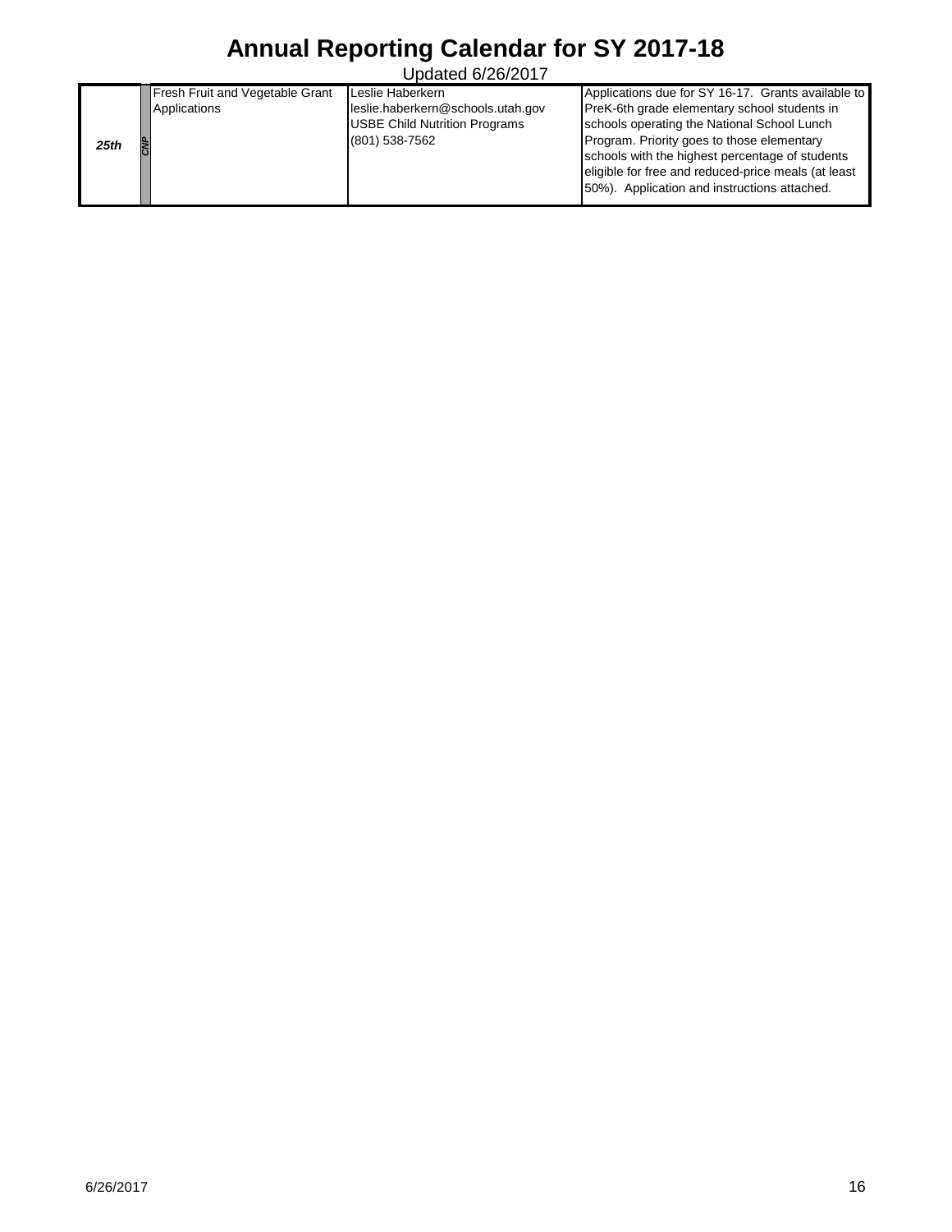# Annual Reporting Calendar for SY 2017-18

Updated 6/26/2017

| | | | | |
|---|---|---|---|---|
| ***25th*** | ***CNP*** | Fresh Fruit and Vegetable Grant Applications | Leslie Haberkern<br>leslie.haberkern@schools.utah.gov<br>USBE Child Nutrition Programs<br>(801) 538-7562 | Applications due for SY 16-17. Grants available to PreK-6th grade elementary school students in schools operating the National School Lunch Program. Priority goes to those elementary schools with the highest percentage of students eligible for free and reduced-price meals (at least 50%). Application and instructions attached. |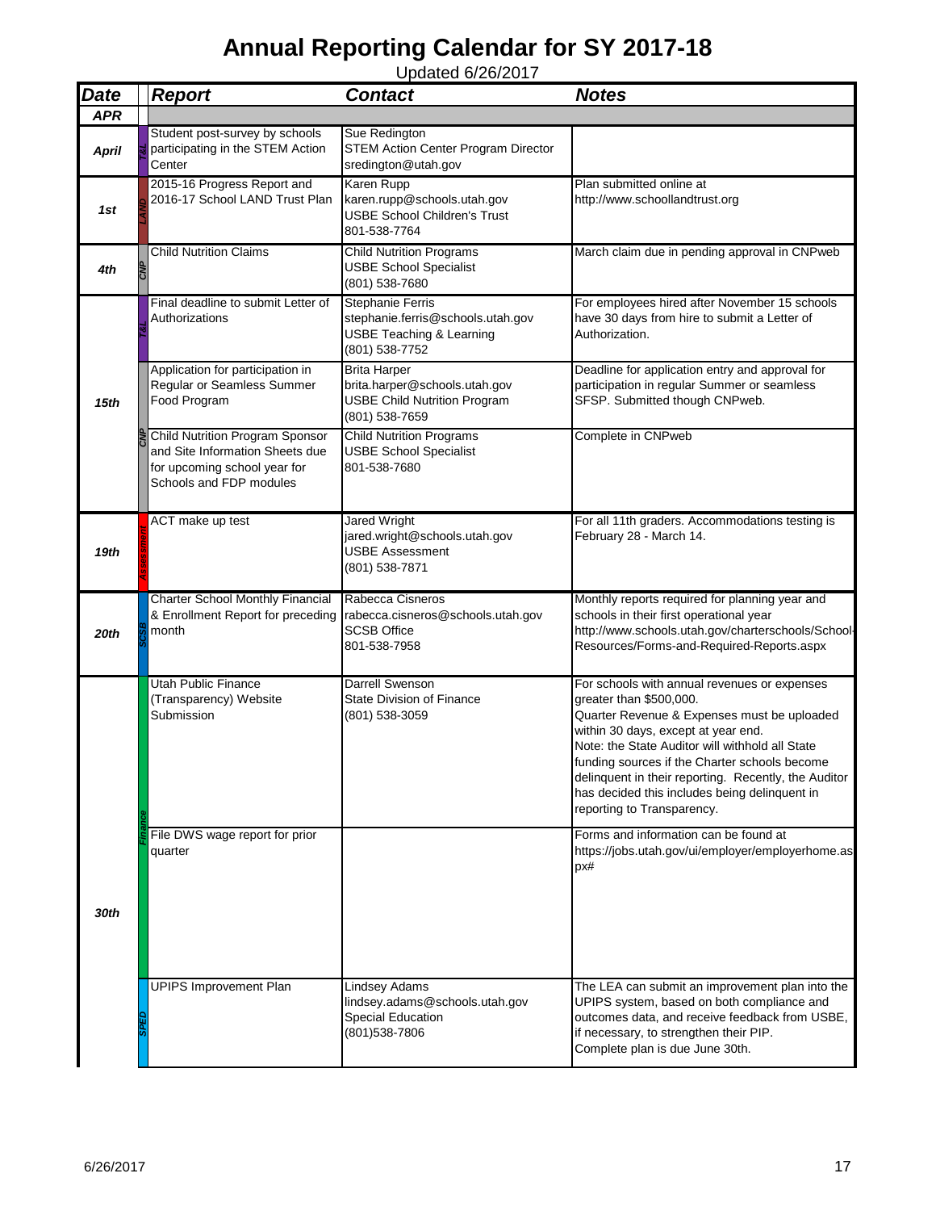# Annual Reporting Calendar for SY 2017-18

Updated 6/26/2017

| Date | | Report | Contact | Notes |
|---|---|---|---|---|
| **APR** | | | | |
| **April** | T&L | Student post-survey by schools participating in the STEM Action Center | Sue Redington<br>STEM Action Center Program Director<br>sredington@utah.gov | |
| **1st** | LAND | 2015-16 Progress Report and 2016-17 School LAND Trust Plan | Karen Rupp<br>karen.rupp@schools.utah.gov<br>USBE School Children's Trust<br>801-538-7764 | Plan submitted online at http://www.schoollandtrust.org |
| **4th** | CNP | Child Nutrition Claims | Child Nutrition Programs<br>USBE School Specialist<br>(801) 538-7680 | March claim due in pending approval in CNPweb |
| **15th** | T&L | Final deadline to submit Letter of Authorizations | Stephanie Ferris<br>stephanie.ferris@schools.utah.gov<br>USBE Teaching & Learning<br>(801) 538-7752 | For employees hired after November 15 schools have 30 days from hire to submit a Letter of Authorization. |
| | CNP | Application for participation in Regular or Seamless Summer Food Program | Brita Harper<br>brita.harper@schools.utah.gov<br>USBE Child Nutrition Program<br>(801) 538-7659 | Deadline for application entry and approval for participation in regular Summer or seamless SFSP. Submitted though CNPweb. |
| | CNP | Child Nutrition Program Sponsor and Site Information Sheets due for upcoming school year for Schools and FDP modules | Child Nutrition Programs<br>USBE School Specialist<br>801-538-7680 | Complete in CNPweb |
| **19th** | Assessment | ACT make up test | Jared Wright<br>jared.wright@schools.utah.gov<br>USBE Assessment<br>(801) 538-7871 | For all 11th graders. Accommodations testing is February 28 - March 14. |
| **20th** | SCSB | Charter School Monthly Financial & Enrollment Report for preceding month | Rabecca Cisneros<br>rabecca.cisneros@schools.utah.gov<br>SCSB Office<br>801-538-7958 | Monthly reports required for planning year and schools in their first operational year<br>http://www.schools.utah.gov/charterschools/School-Resources/Forms-and-Required-Reports.aspx |
| **30th** | Finance | Utah Public Finance (Transparency) Website Submission | Darrell Swenson<br>State Division of Finance<br>(801) 538-3059 | For schools with annual revenues or expenses greater than $500,000.<br>Quarter Revenue & Expenses must be uploaded within 30 days, except at year end.<br>Note: the State Auditor will withhold all State funding sources if the Charter schools become delinquent in their reporting. Recently, the Auditor has decided this includes being delinquent in reporting to Transparency. |
| | Finance | File DWS wage report for prior quarter | | Forms and information can be found at https://jobs.utah.gov/ui/employer/employerhome.aspx# |
| | SPED | UPIPS Improvement Plan | Lindsey Adams<br>lindsey.adams@schools.utah.gov<br>Special Education<br>(801)538-7806 | The LEA can submit an improvement plan into the UPIPS system, based on both compliance and outcomes data, and receive feedback from USBE, if necessary, to strengthen their PIP.<br>Complete plan is due June 30th. |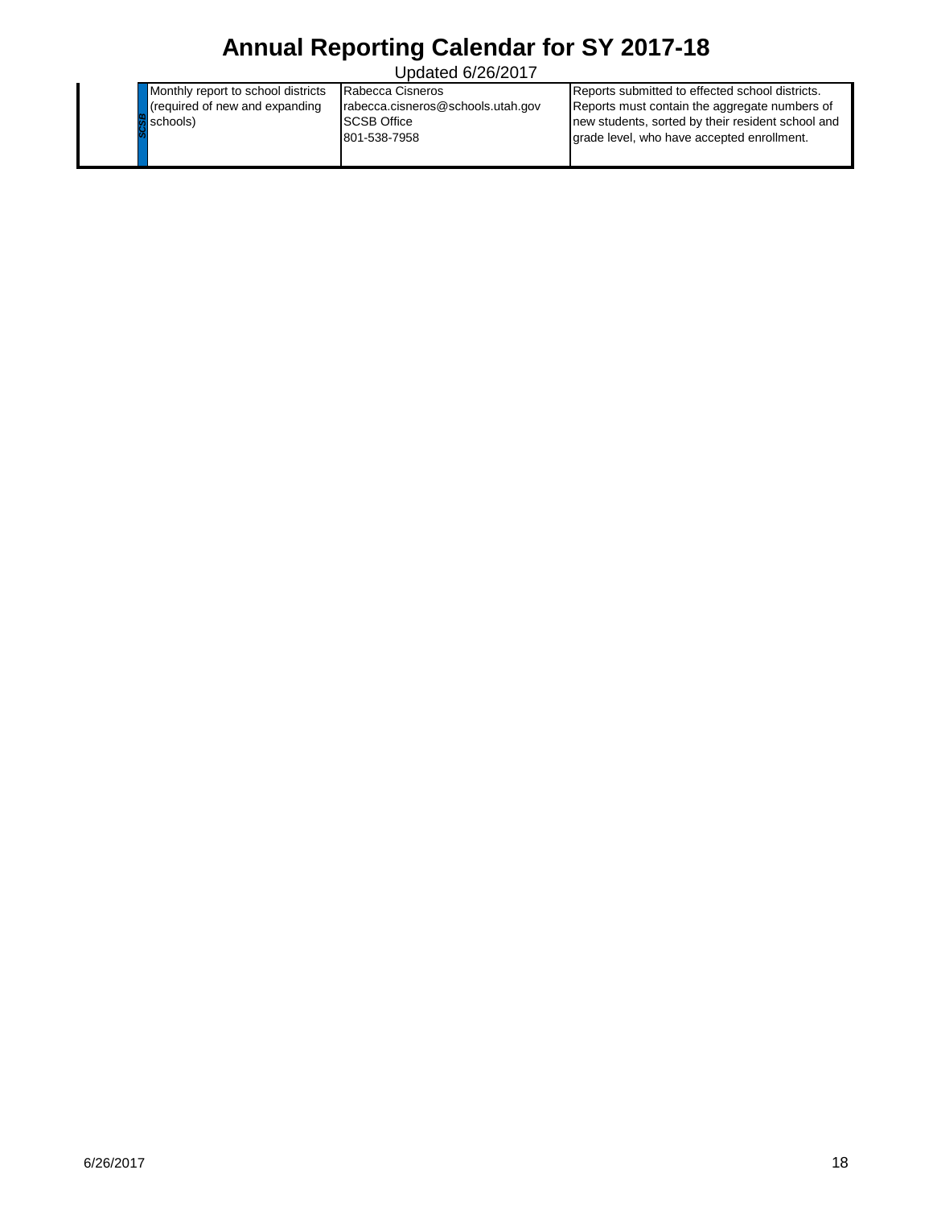# Annual Reporting Calendar for SY 2017-18

Updated 6/26/2017

| | | | | |
|---|---|---|---|---|
| | SCSB | Monthly report to school districts (required of new and expanding schools) | Rabecca Cisneros<br>rabecca.cisneros@schools.utah.gov<br>SCSB Office<br>801-538-7958 | Reports submitted to effected school districts. Reports must contain the aggregate numbers of new students, sorted by their resident school and grade level, who have accepted enrollment. |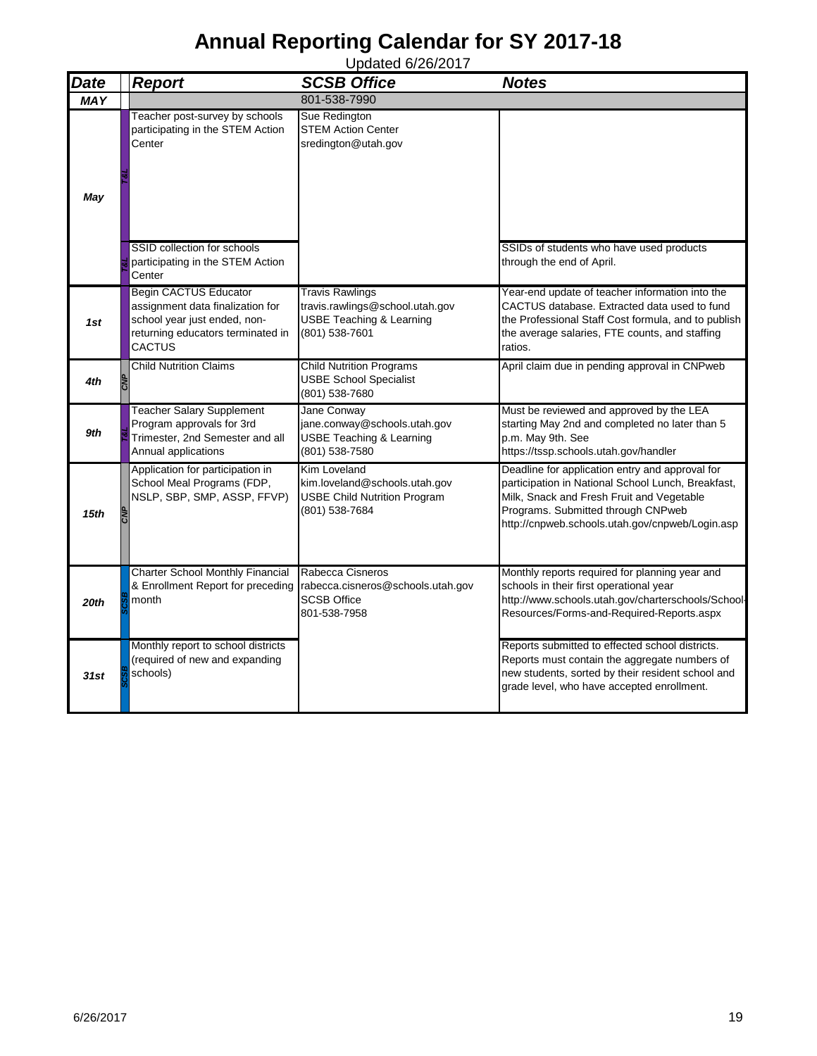# Annual Reporting Calendar for SY 2017-18

Updated 6/26/2017

| Date | | Report | SCSB Office | Notes |
|---|---|---|---|---|
| MAY | | | 801-538-7990 | |
| May | T&L | Teacher post-survey by schools participating in the STEM Action Center | Sue Redington<br>STEM Action Center<br>sredington@utah.gov | |
| | T&L | SSID collection for schools participating in the STEM Action Center | | SSIDs of students who have used products through the end of April. |
| 1st | | Begin CACTUS Educator assignment data finalization for school year just ended, non-returning educators terminated in CACTUS | Travis Rawlings<br>travis.rawlings@school.utah.gov<br>USBE Teaching & Learning<br>(801) 538-7601 | Year-end update of teacher information into the CACTUS database. Extracted data used to fund the Professional Staff Cost formula, and to publish the average salaries, FTE counts, and staffing ratios. |
| 4th | CNP | Child Nutrition Claims | Child Nutrition Programs<br>USBE School Specialist<br>(801) 538-7680 | April claim due in pending approval in CNPweb |
| 9th | T&L | Teacher Salary Supplement Program approvals for 3rd Trimester, 2nd Semester and all Annual applications | Jane Conway<br>jane.conway@schools.utah.gov<br>USBE Teaching & Learning<br>(801) 538-7580 | Must be reviewed and approved by the LEA starting May 2nd and completed no later than 5 p.m. May 9th. See https://tssp.schools.utah.gov/handler |
| 15th | CNP | Application for participation in School Meal Programs (FDP, NSLP, SBP, SMP, ASSP, FFVP) | Kim Loveland<br>kim.loveland@schools.utah.gov<br>USBE Child Nutrition Program<br>(801) 538-7684 | Deadline for application entry and approval for participation in National School Lunch, Breakfast, Milk, Snack and Fresh Fruit and Vegetable Programs. Submitted through CNPweb http://cnpweb.schools.utah.gov/cnpweb/Login.asp |
| 20th | SCSB | Charter School Monthly Financial & Enrollment Report for preceding month | Rabecca Cisneros<br>rabecca.cisneros@schools.utah.gov<br>SCSB Office<br>801-538-7958 | Monthly reports required for planning year and schools in their first operational year http://www.schools.utah.gov/charterschools/School-Resources/Forms-and-Required-Reports.aspx |
| 31st | SCSB | Monthly report to school districts (required of new and expanding schools) | | Reports submitted to effected school districts. Reports must contain the aggregate numbers of new students, sorted by their resident school and grade level, who have accepted enrollment. |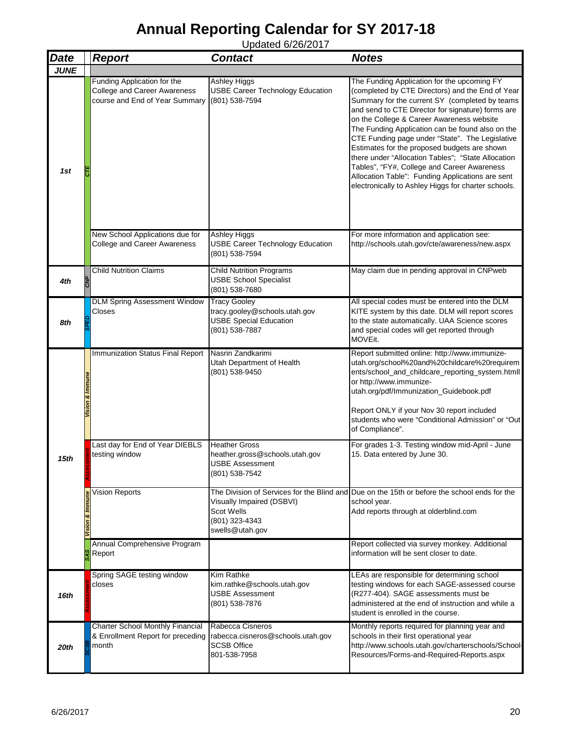# Annual Reporting Calendar for SY 2017-18

Updated 6/26/2017

| Date | | Report | Contact | Notes |
|---|---|---|---|---|
| **JUNE** | | | | |
| 1st | CTE | Funding Application for the College and Career Awareness course and End of Year Summary | Ashley Higgs<br>USBE Career Technology Education<br>(801) 538-7594 | The Funding Application for the upcoming FY (completed by CTE Directors) and the End of Year Summary for the current SY (completed by teams and send to CTE Director for signature) forms are on the College & Career Awareness website<br>The Funding Application can be found also on the CTE Funding page under "State". The Legislative Estimates for the proposed budgets are shown there under "Allocation Tables"; "State Allocation Tables", "FY#, College and Career Awareness Allocation Table": Funding Applications are sent electronically to Ashley Higgs for charter schools. |
| | | New School Applications due for College and Career Awareness | Ashley Higgs<br>USBE Career Technology Education<br>(801) 538-7594 | For more information and application see: http://schools.utah.gov/cte/awareness/new.aspx |
| 4th | CNP | Child Nutrition Claims | Child Nutrition Programs<br>USBE School Specialist<br>(801) 538-7680 | May claim due in pending approval in CNPweb |
| 8th | SPED | DLM Spring Assessment Window Closes | Tracy Gooley<br>tracy.gooley@schools.utah.gov<br>USBE Special Education<br>(801) 538-7887 | All special codes must be entered into the DLM KITE system by this date. DLM will report scores to the state automatically. UAA Science scores and special codes will get reported through MOVEit. |
| 15th | Vision & Immune | Immunization Status Final Report | Nasrin Zandkarimi<br>Utah Department of Health<br>(801) 538-9450 | Report submitted online: http://www.immunize-utah.org/school%20and%20childcare%20requirements/school_and_childcare_reporting_system.htmll or http://www.immunize-utah.org/pdf/Immunization_Guidebook.pdf<br><br>Report ONLY if your Nov 30 report included students who were "Conditional Admission" or "Out of Compliance". |
| | Assessment | Last day for End of Year DIEBLS testing window | Heather Gross<br>heather.gross@schools.utah.gov<br>USBE Assessment<br>(801) 538-7542 | For grades 1-3. Testing window mid-April - June 15. Data entered by June 30. |
| | Vision & Immune | Vision Reports | The Division of Services for the Blind and Visually Impaired (DSBVI)<br>Scot Wells<br>(801) 323-4343<br>swells@utah.gov | Due on the 15th or before the school ends for the school year.<br>Add reports through at olderblind.com |
| | SAS | Annual Comprehensive Program Report | | Report collected via survey monkey. Additional information will be sent closer to date. |
| 16th | Assessment | Spring SAGE testing window closes | Kim Rathke<br>kim.rathke@schools.utah.gov<br>USBE Assessment<br>(801) 538-7876 | LEAs are responsible for determining school testing windows for each SAGE-assessed course (R277-404). SAGE assessments must be administered at the end of instruction and while a student is enrolled in the course. |
| 20th | SCSB | Charter School Monthly Financial & Enrollment Report for preceding month | Rabecca Cisneros<br>rabecca.cisneros@schools.utah.gov<br>SCSB Office<br>801-538-7958 | Monthly reports required for planning year and schools in their first operational year<br>http://www.schools.utah.gov/charterschools/School-Resources/Forms-and-Required-Reports.aspx |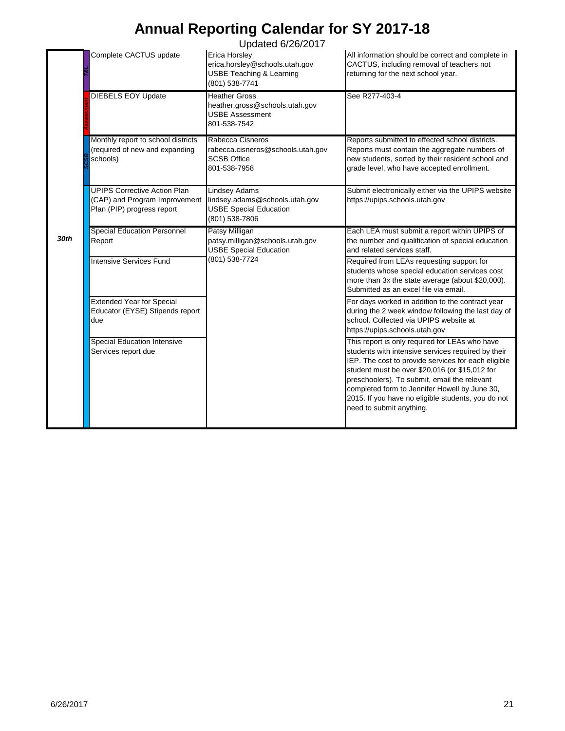# Annual Reporting Calendar for SY 2017-18

Updated 6/26/2017

| | | | | |
|---|---|---|---|---|
| 30th | T&L | Complete CACTUS update | Erica Horsley<br>erica.horsley@schools.utah.gov<br>USBE Teaching & Learning<br>(801) 538-7741 | All information should be correct and complete in CACTUS, including removal of teachers not returning for the next school year. |
| | Assessment | DIEBELS EOY Update | Heather Gross<br>heather.gross@schools.utah.gov<br>USBE Assessment<br>801-538-7542 | See R277-403-4 |
| | SCSB | Monthly report to school districts (required of new and expanding schools) | Rabecca Cisneros<br>rabecca.cisneros@schools.utah.gov<br>SCSB Office<br>801-538-7958 | Reports submitted to effected school districts. Reports must contain the aggregate numbers of new students, sorted by their resident school and grade level, who have accepted enrollment. |
| | | UPIPS Corrective Action Plan (CAP) and Program Improvement Plan (PIP) progress report | Lindsey Adams<br>lindsey.adams@schools.utah.gov<br>USBE Special Education<br>(801) 538-7806 | Submit electronically either via the UPIPS website https://upips.schools.utah.gov |
| | | Special Education Personnel Report | Patsy Milligan<br>patsy.milligan@schools.utah.gov<br>USBE Special Education<br>(801) 538-7724 | Each LEA must submit a report within UPIPS of the number and qualification of special education and related services staff. |
| | | Intensive Services Fund | | Required from LEAs requesting support for students whose special education services cost more than 3x the state average (about $20,000). Submitted as an excel file via email. |
| | | Extended Year for Special Educator (EYSE) Stipends report due | | For days worked in addition to the contract year during the 2 week window following the last day of school. Collected via UPIPS website at https://upips.schools.utah.gov |
| | | Special Education Intensive Services report due | | This report is only required for LEAs who have students with intensive services required by their IEP. The cost to provide services for each eligible student must be over $20,016 (or $15,012 for preschoolers). To submit, email the relevant completed form to Jennifer Howell by June 30, 2015. If you have no eligible students, you do not need to submit anything. |